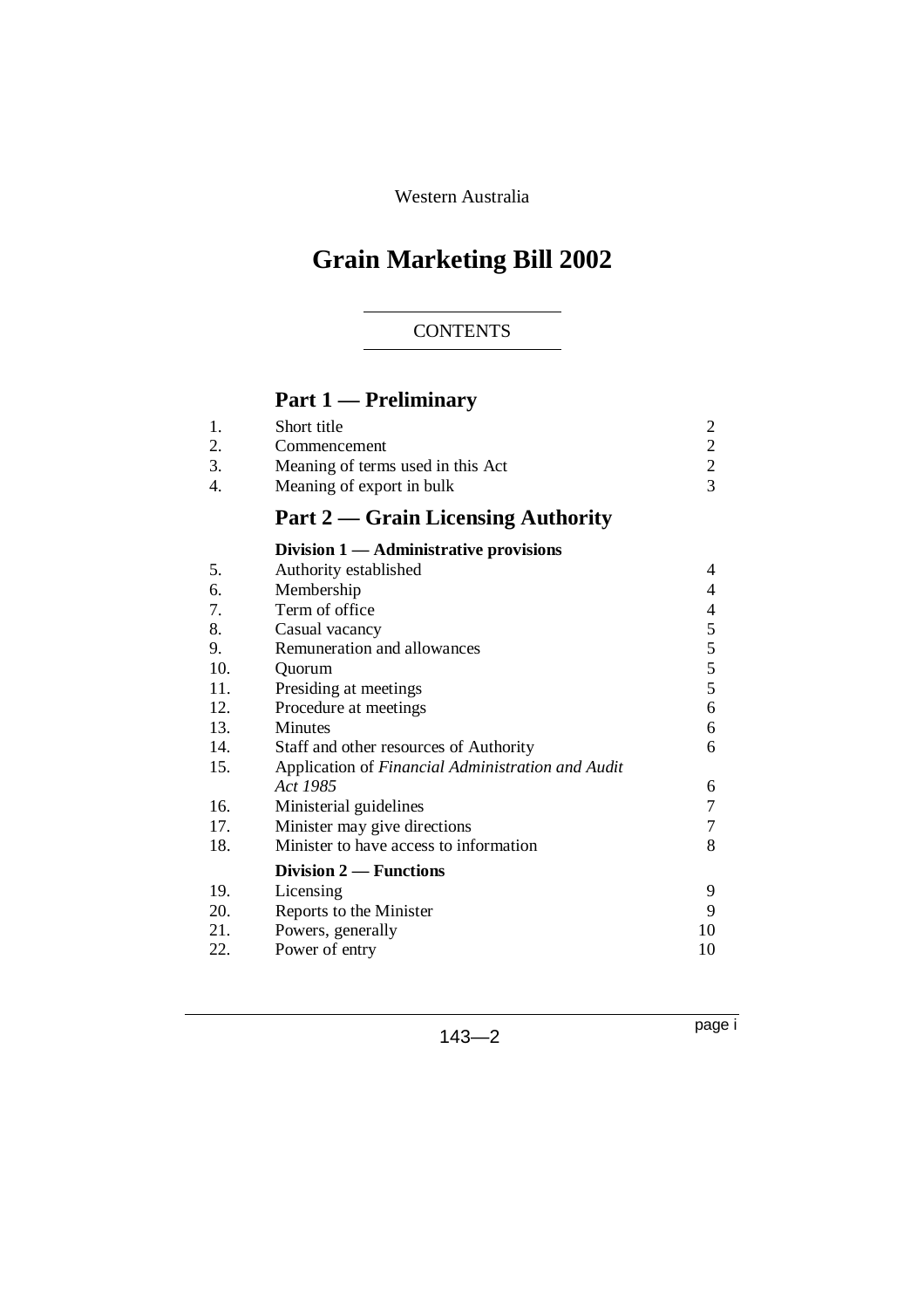Western Australia

# Grain Marketing Bill 2002

CONTENTS

## Part 1 — Preliminary

| | | |
|---|---|---|
| 1. | Short title | 2 |
| 2. | Commencement | 2 |
| 3. | Meaning of terms used in this Act | 2 |
| 4. | Meaning of export in bulk | 3 |

## Part 2 — Grain Licensing Authority

### Division 1 — Administrative provisions

| | | |
|---|---|---|
| 5. | Authority established | 4 |
| 6. | Membership | 4 |
| 7. | Term of office | 4 |
| 8. | Casual vacancy | 5 |
| 9. | Remuneration and allowances | 5 |
| 10. | Quorum | 5 |
| 11. | Presiding at meetings | 5 |
| 12. | Procedure at meetings | 6 |
| 13. | Minutes | 6 |
| 14. | Staff and other resources of Authority | 6 |
| 15. | Application of *Financial Administration and Audit Act 1985* | 6 |
| 16. | Ministerial guidelines | 7 |
| 17. | Minister may give directions | 7 |
| 18. | Minister to have access to information | 8 |

### Division 2 — Functions

| | | |
|---|---|---|
| 19. | Licensing | 9 |
| 20. | Reports to the Minister | 9 |
| 21. | Powers, generally | 10 |
| 22. | Power of entry | 10 |

143—2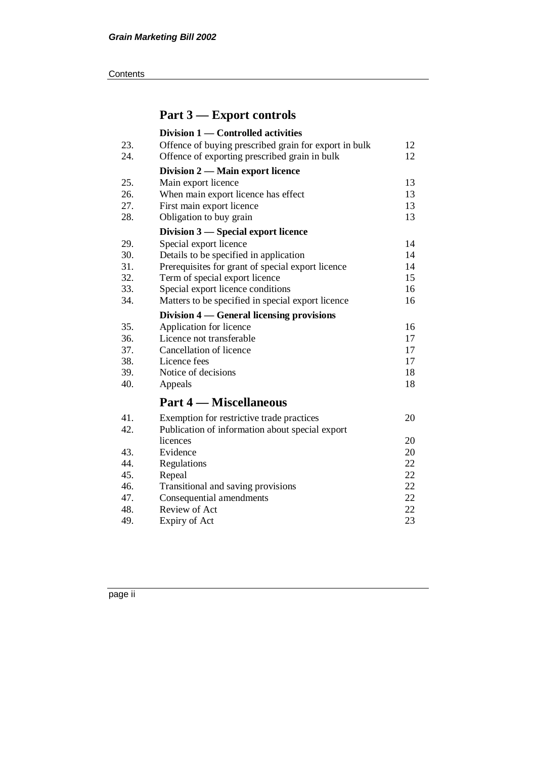## Part 3 — Export controls

| | | |
|---|---|---|
| | **Division 1 — Controlled activities** | |
| 23. | Offence of buying prescribed grain for export in bulk | 12 |
| 24. | Offence of exporting prescribed grain in bulk | 12 |
| | **Division 2 — Main export licence** | |
| 25. | Main export licence | 13 |
| 26. | When main export licence has effect | 13 |
| 27. | First main export licence | 13 |
| 28. | Obligation to buy grain | 13 |
| | **Division 3 — Special export licence** | |
| 29. | Special export licence | 14 |
| 30. | Details to be specified in application | 14 |
| 31. | Prerequisites for grant of special export licence | 14 |
| 32. | Term of special export licence | 15 |
| 33. | Special export licence conditions | 16 |
| 34. | Matters to be specified in special export licence | 16 |
| | **Division 4 — General licensing provisions** | |
| 35. | Application for licence | 16 |
| 36. | Licence not transferable | 17 |
| 37. | Cancellation of licence | 17 |
| 38. | Licence fees | 17 |
| 39. | Notice of decisions | 18 |
| 40. | Appeals | 18 |

## Part 4 — Miscellaneous

| | | |
|---|---|---|
| 41. | Exemption for restrictive trade practices | 20 |
| 42. | Publication of information about special export licences | 20 |
| 43. | Evidence | 20 |
| 44. | Regulations | 22 |
| 45. | Repeal | 22 |
| 46. | Transitional and saving provisions | 22 |
| 47. | Consequential amendments | 22 |
| 48. | Review of Act | 22 |
| 49. | Expiry of Act | 23 |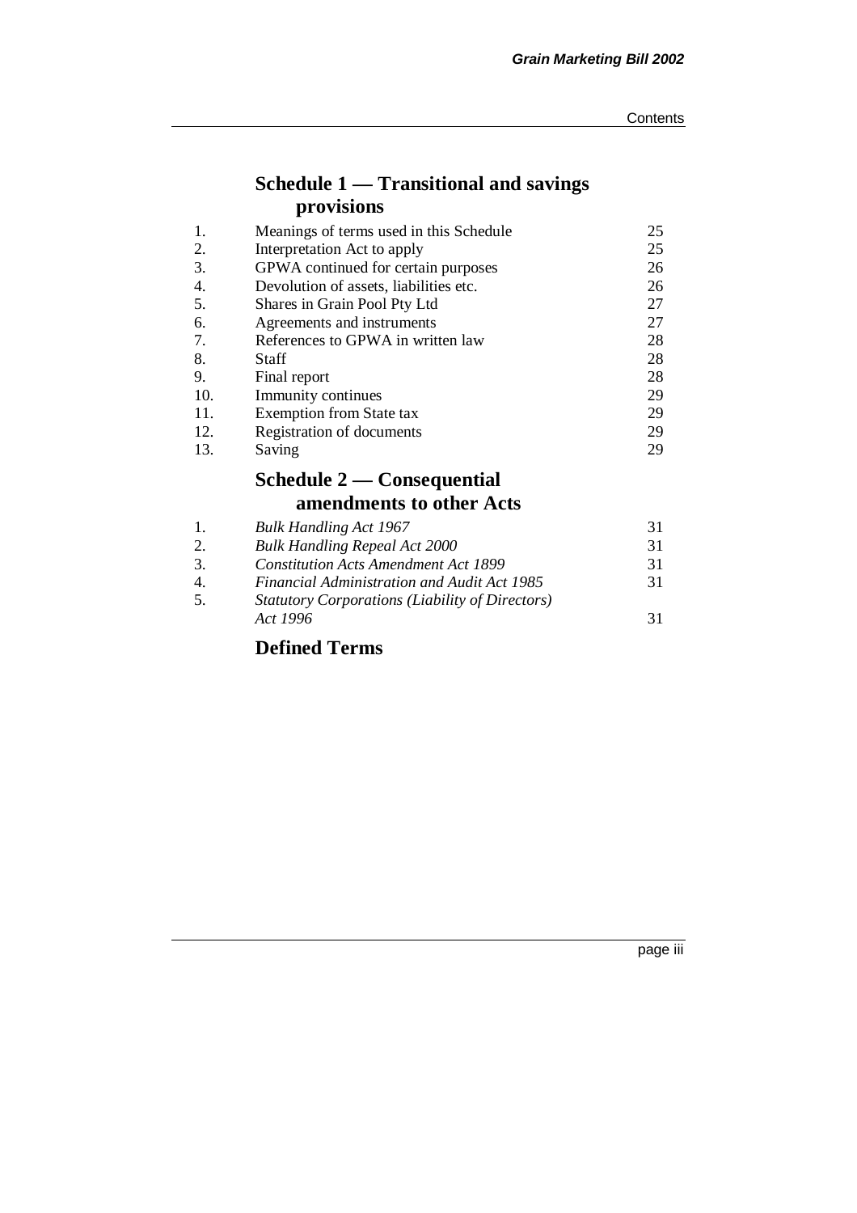## Schedule 1 — Transitional and savings provisions

| | | |
|---|---|---|
| 1. | Meanings of terms used in this Schedule | 25 |
| 2. | Interpretation Act to apply | 25 |
| 3. | GPWA continued for certain purposes | 26 |
| 4. | Devolution of assets, liabilities etc. | 26 |
| 5. | Shares in Grain Pool Pty Ltd | 27 |
| 6. | Agreements and instruments | 27 |
| 7. | References to GPWA in written law | 28 |
| 8. | Staff | 28 |
| 9. | Final report | 28 |
| 10. | Immunity continues | 29 |
| 11. | Exemption from State tax | 29 |
| 12. | Registration of documents | 29 |
| 13. | Saving | 29 |

## Schedule 2 — Consequential amendments to other Acts

| | | |
|---|---|---|
| 1. | *Bulk Handling Act 1967* | 31 |
| 2. | *Bulk Handling Repeal Act 2000* | 31 |
| 3. | *Constitution Acts Amendment Act 1899* | 31 |
| 4. | *Financial Administration and Audit Act 1985* | 31 |
| 5. | *Statutory Corporations (Liability of Directors) Act 1996* | 31 |

## Defined Terms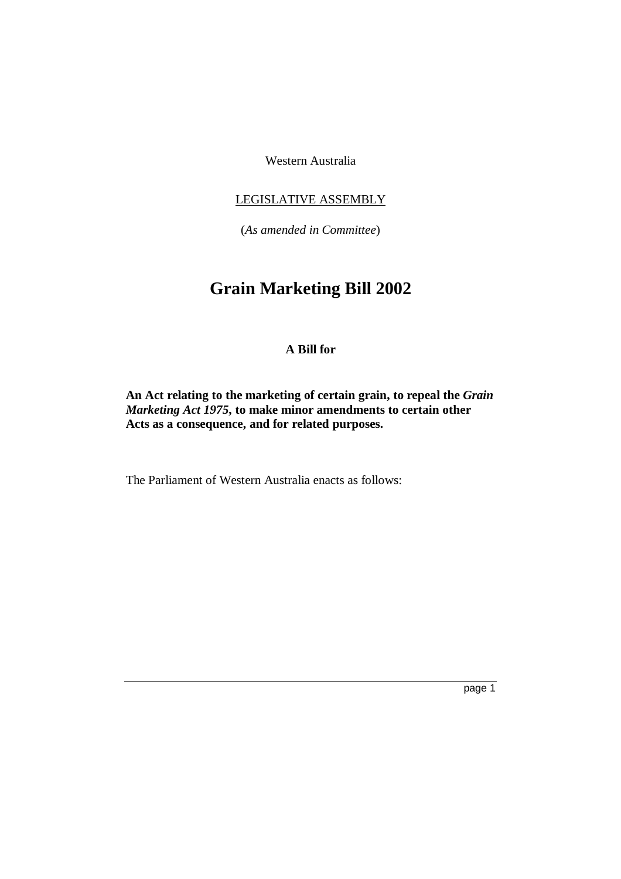Western Australia

LEGISLATIVE ASSEMBLY

(*As amended in Committee*)

# Grain Marketing Bill 2002

**A Bill for**

**An Act relating to the marketing of certain grain, to repeal the *Grain Marketing Act 1975*, to make minor amendments to certain other Acts as a consequence, and for related purposes.**

The Parliament of Western Australia enacts as follows: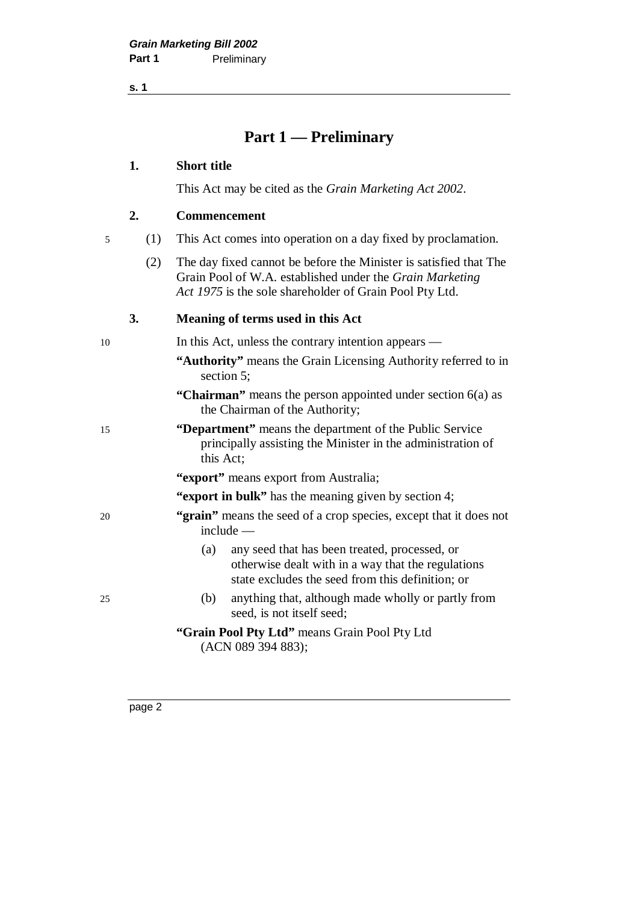# Part 1 — Preliminary

## 1. Short title

This Act may be cited as the *Grain Marketing Act 2002*.

## 2. Commencement

(1) This Act comes into operation on a day fixed by proclamation.

(2) The day fixed cannot be before the Minister is satisfied that The Grain Pool of W.A. established under the *Grain Marketing Act 1975* is the sole shareholder of Grain Pool Pty Ltd.

## 3. Meaning of terms used in this Act

In this Act, unless the contrary intention appears —

**"Authority"** means the Grain Licensing Authority referred to in section 5;

**"Chairman"** means the person appointed under section 6(a) as the Chairman of the Authority;

**"Department"** means the department of the Public Service principally assisting the Minister in the administration of this Act;

**"export"** means export from Australia;

**"export in bulk"** has the meaning given by section 4;

**"grain"** means the seed of a crop species, except that it does not include —

- (a) any seed that has been treated, processed, or otherwise dealt with in a way that the regulations state excludes the seed from this definition; or
- (b) anything that, although made wholly or partly from seed, is not itself seed;

**"Grain Pool Pty Ltd"** means Grain Pool Pty Ltd (ACN 089 394 883);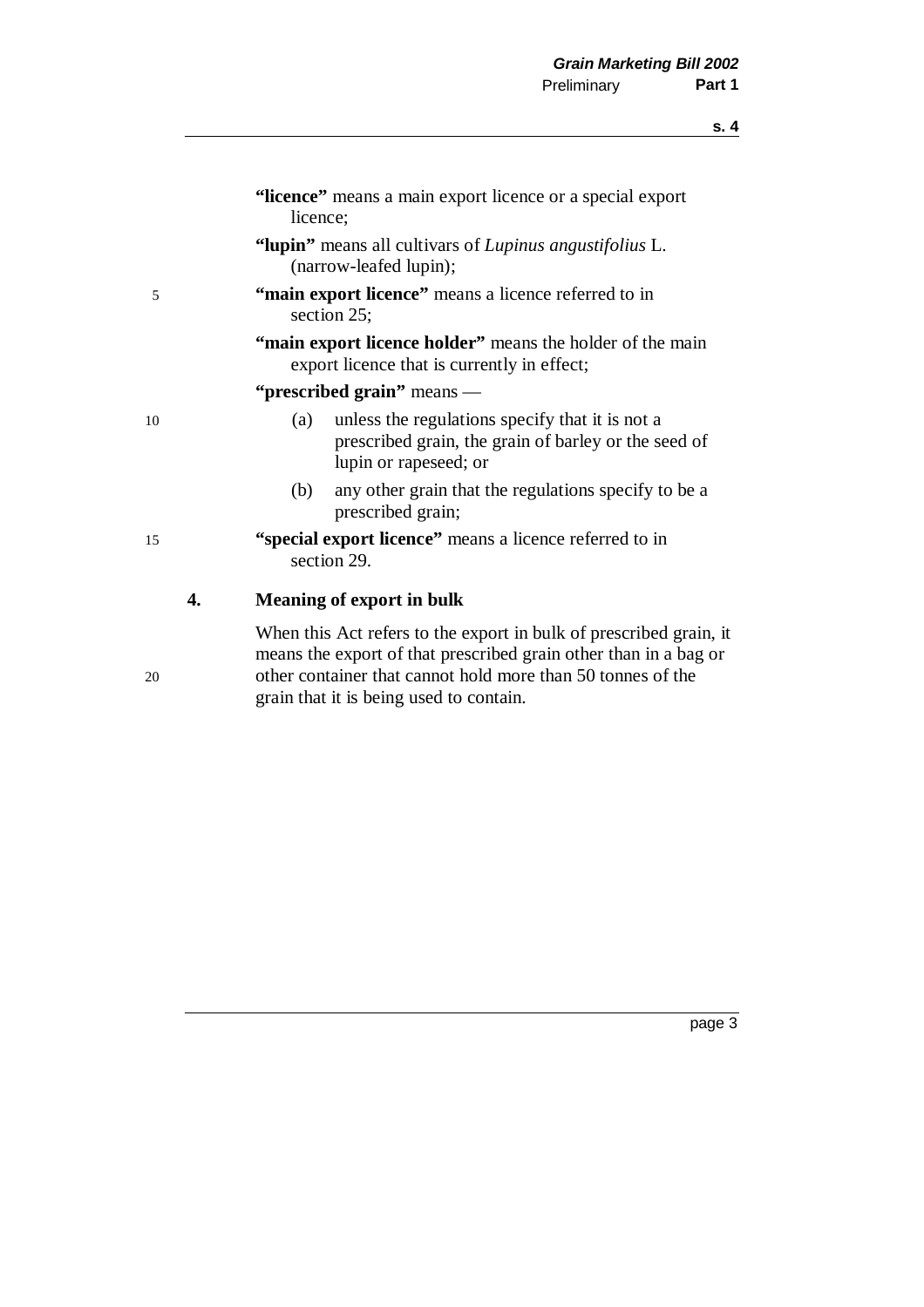**"licence"** means a main export licence or a special export licence;

**"lupin"** means all cultivars of *Lupinus angustifolius* L. (narrow-leafed lupin);

**"main export licence"** means a licence referred to in section 25;

**"main export licence holder"** means the holder of the main export licence that is currently in effect;

**"prescribed grain"** means —

(a) unless the regulations specify that it is not a prescribed grain, the grain of barley or the seed of lupin or rapeseed; or

(b) any other grain that the regulations specify to be a prescribed grain;

**"special export licence"** means a licence referred to in section 29.

### 4. Meaning of export in bulk

When this Act refers to the export in bulk of prescribed grain, it means the export of that prescribed grain other than in a bag or other container that cannot hold more than 50 tonnes of the grain that it is being used to contain.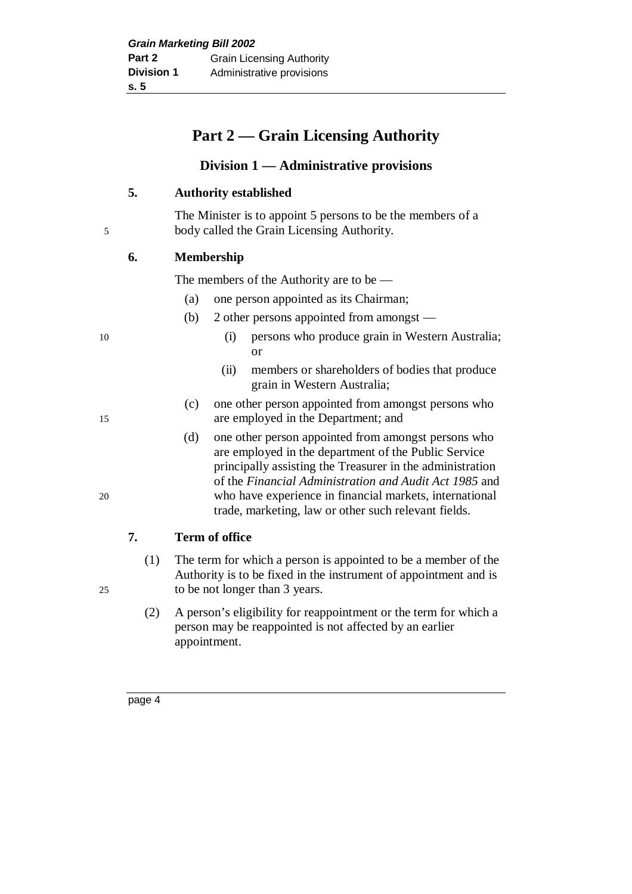# Part 2 — Grain Licensing Authority

## Division 1 — Administrative provisions

### 5. Authority established

The Minister is to appoint 5 persons to be the members of a body called the Grain Licensing Authority.

### 6. Membership

The members of the Authority are to be —

- (a) one person appointed as its Chairman;
- (b) 2 other persons appointed from amongst —
  - (i) persons who produce grain in Western Australia; or
  - (ii) members or shareholders of bodies that produce grain in Western Australia;
- (c) one other person appointed from amongst persons who are employed in the Department; and
- (d) one other person appointed from amongst persons who are employed in the department of the Public Service principally assisting the Treasurer in the administration of the *Financial Administration and Audit Act 1985* and who have experience in financial markets, international trade, marketing, law or other such relevant fields.

### 7. Term of office

(1) The term for which a person is appointed to be a member of the Authority is to be fixed in the instrument of appointment and is to be not longer than 3 years.

(2) A person's eligibility for reappointment or the term for which a person may be reappointed is not affected by an earlier appointment.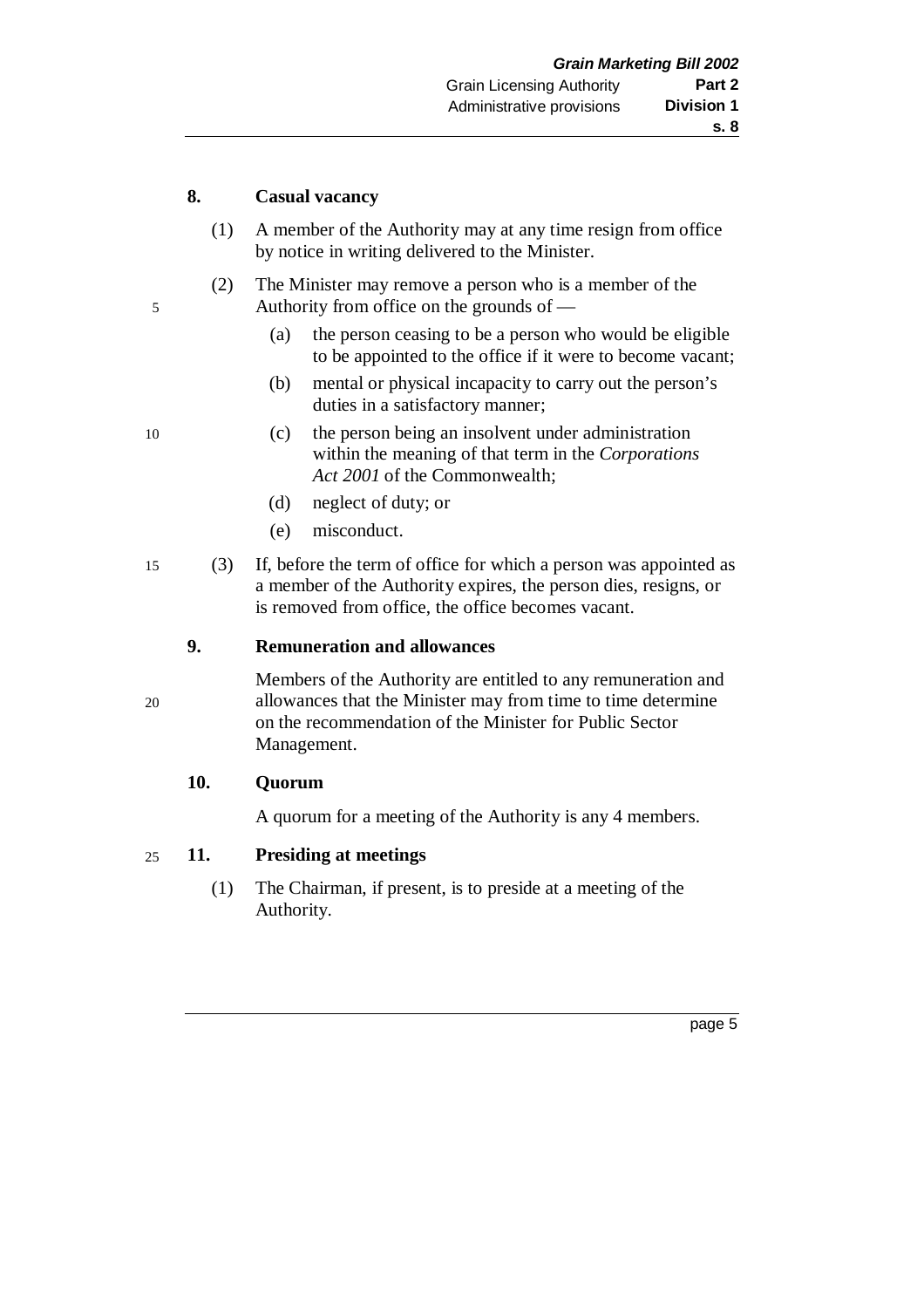### 8. Casual vacancy

(1) A member of the Authority may at any time resign from office by notice in writing delivered to the Minister.

(2) The Minister may remove a person who is a member of the Authority from office on the grounds of —

- (a) the person ceasing to be a person who would be eligible to be appointed to the office if it were to become vacant;
- (b) mental or physical incapacity to carry out the person's duties in a satisfactory manner;
- (c) the person being an insolvent under administration within the meaning of that term in the *Corporations Act 2001* of the Commonwealth;
- (d) neglect of duty; or
- (e) misconduct.

(3) If, before the term of office for which a person was appointed as a member of the Authority expires, the person dies, resigns, or is removed from office, the office becomes vacant.

### 9. Remuneration and allowances

Members of the Authority are entitled to any remuneration and allowances that the Minister may from time to time determine on the recommendation of the Minister for Public Sector Management.

### 10. Quorum

A quorum for a meeting of the Authority is any 4 members.

### 11. Presiding at meetings

(1) The Chairman, if present, is to preside at a meeting of the Authority.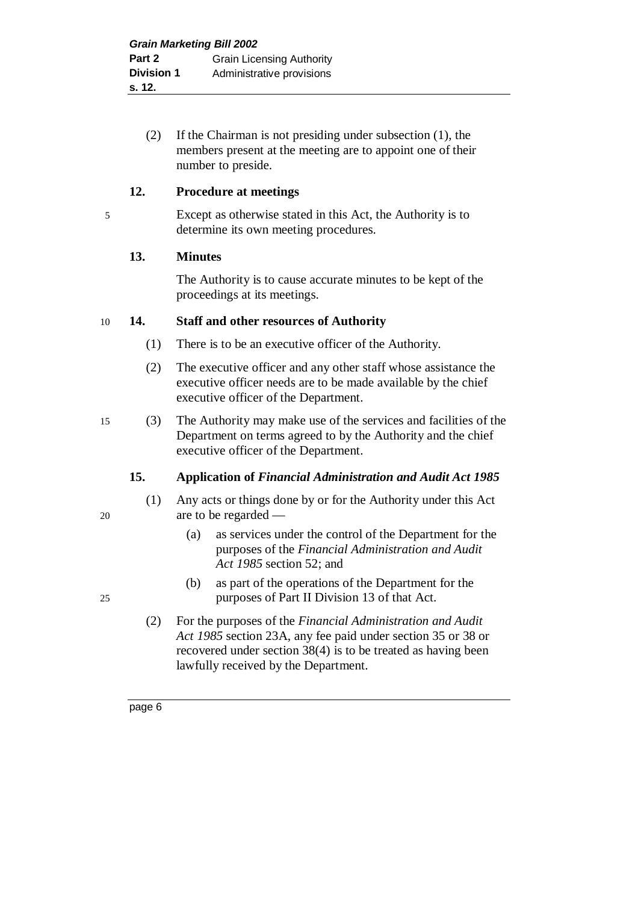(2) If the Chairman is not presiding under subsection (1), the members present at the meeting are to appoint one of their number to preside.

### 12. Procedure at meetings

Except as otherwise stated in this Act, the Authority is to determine its own meeting procedures.

### 13. Minutes

The Authority is to cause accurate minutes to be kept of the proceedings at its meetings.

### 14. Staff and other resources of Authority

(1) There is to be an executive officer of the Authority.

(2) The executive officer and any other staff whose assistance the executive officer needs are to be made available by the chief executive officer of the Department.

(3) The Authority may make use of the services and facilities of the Department on terms agreed to by the Authority and the chief executive officer of the Department.

### 15. Application of *Financial Administration and Audit Act 1985*

(1) Any acts or things done by or for the Authority under this Act are to be regarded —

- (a) as services under the control of the Department for the purposes of the *Financial Administration and Audit Act 1985* section 52; and
- (b) as part of the operations of the Department for the purposes of Part II Division 13 of that Act.

(2) For the purposes of the *Financial Administration and Audit Act 1985* section 23A, any fee paid under section 35 or 38 or recovered under section 38(4) is to be treated as having been lawfully received by the Department.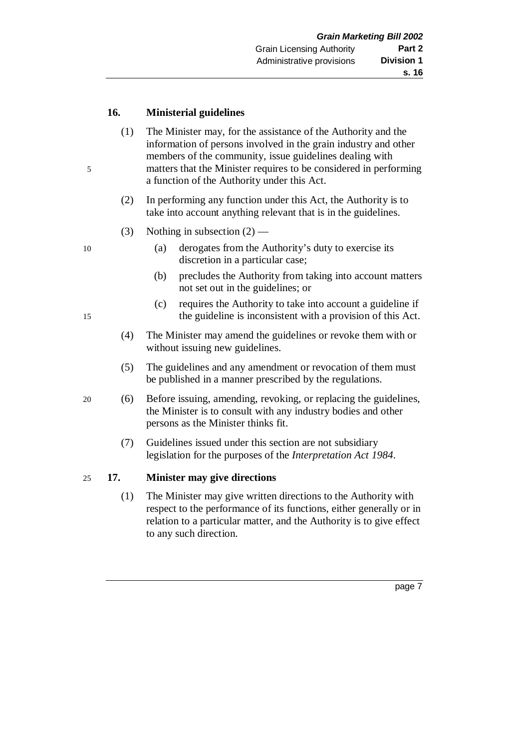### 16. Ministerial guidelines

(1) The Minister may, for the assistance of the Authority and the information of persons involved in the grain industry and other members of the community, issue guidelines dealing with matters that the Minister requires to be considered in performing a function of the Authority under this Act.

(2) In performing any function under this Act, the Authority is to take into account anything relevant that is in the guidelines.

(3) Nothing in subsection (2) —

(a) derogates from the Authority's duty to exercise its discretion in a particular case;

(b) precludes the Authority from taking into account matters not set out in the guidelines; or

(c) requires the Authority to take into account a guideline if the guideline is inconsistent with a provision of this Act.

(4) The Minister may amend the guidelines or revoke them with or without issuing new guidelines.

(5) The guidelines and any amendment or revocation of them must be published in a manner prescribed by the regulations.

(6) Before issuing, amending, revoking, or replacing the guidelines, the Minister is to consult with any industry bodies and other persons as the Minister thinks fit.

(7) Guidelines issued under this section are not subsidiary legislation for the purposes of the *Interpretation Act 1984*.

### 17. Minister may give directions

(1) The Minister may give written directions to the Authority with respect to the performance of its functions, either generally or in relation to a particular matter, and the Authority is to give effect to any such direction.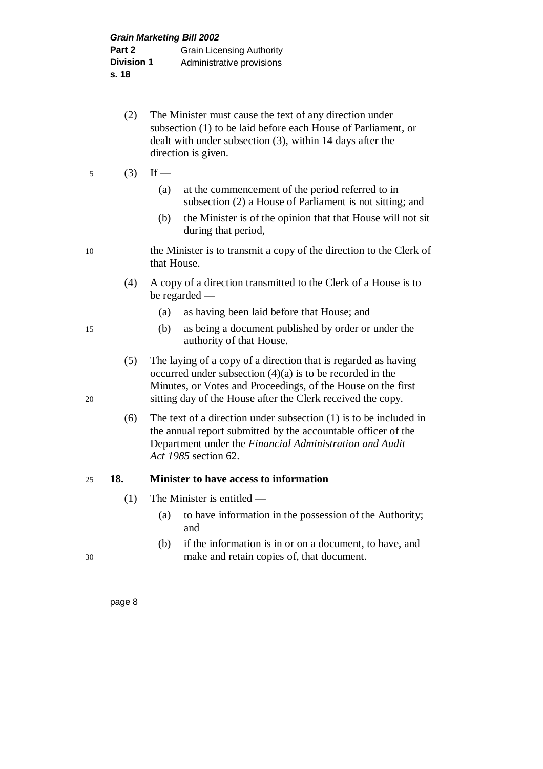(2) The Minister must cause the text of any direction under subsection (1) to be laid before each House of Parliament, or dealt with under subsection (3), within 14 days after the direction is given.

(3) If —

  (a) at the commencement of the period referred to in subsection (2) a House of Parliament is not sitting; and

  (b) the Minister is of the opinion that that House will not sit during that period,

the Minister is to transmit a copy of the direction to the Clerk of that House.

(4) A copy of a direction transmitted to the Clerk of a House is to be regarded —

  (a) as having been laid before that House; and

  (b) as being a document published by order or under the authority of that House.

(5) The laying of a copy of a direction that is regarded as having occurred under subsection (4)(a) is to be recorded in the Minutes, or Votes and Proceedings, of the House on the first sitting day of the House after the Clerk received the copy.

(6) The text of a direction under subsection (1) is to be included in the annual report submitted by the accountable officer of the Department under the *Financial Administration and Audit Act 1985* section 62.

**18. Minister to have access to information**

(1) The Minister is entitled —

  (a) to have information in the possession of the Authority; and

  (b) if the information is in or on a document, to have, and make and retain copies of, that document.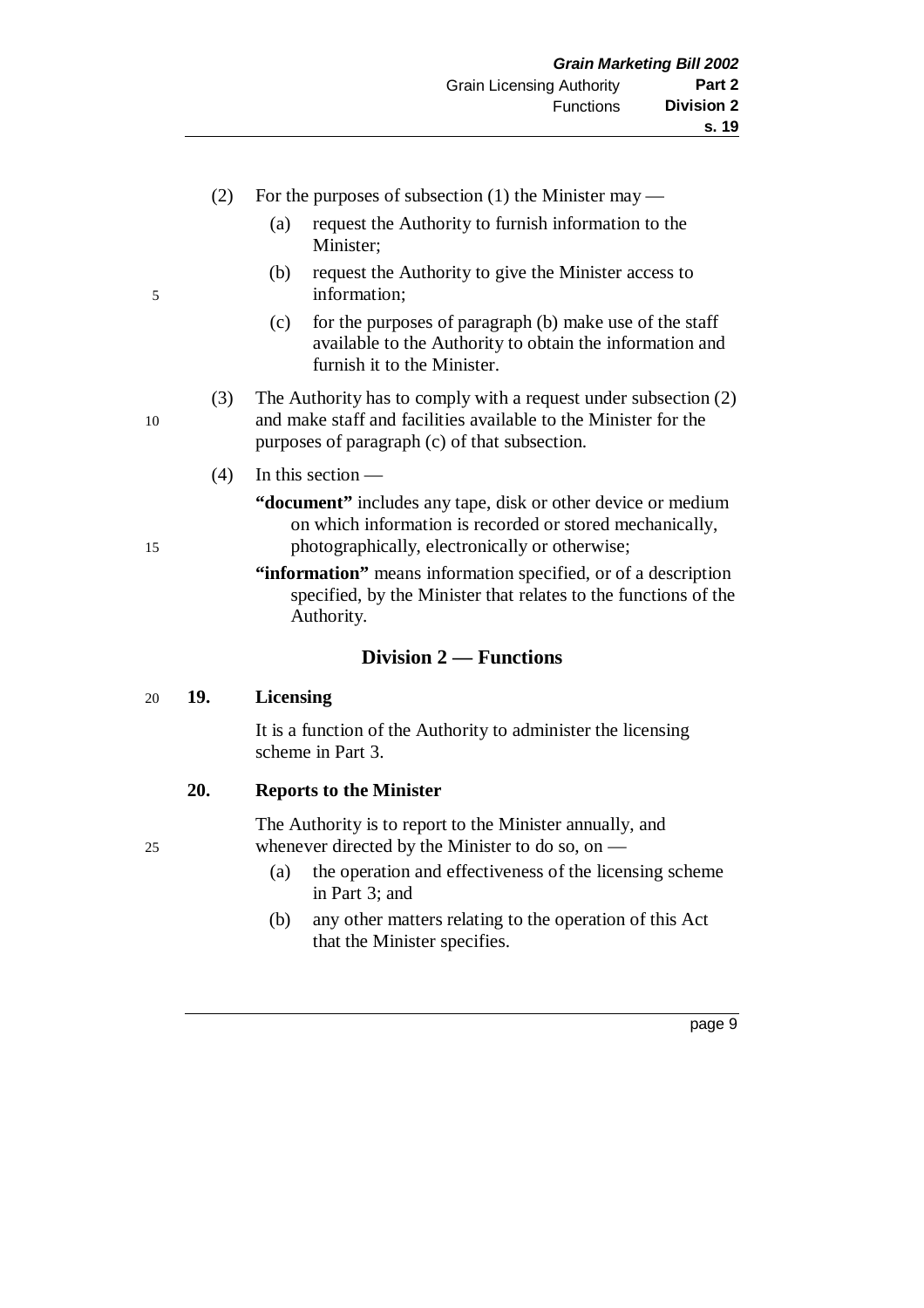(2) For the purposes of subsection (1) the Minister may —

(a) request the Authority to furnish information to the Minister;

(b) request the Authority to give the Minister access to information;

(c) for the purposes of paragraph (b) make use of the staff available to the Authority to obtain the information and furnish it to the Minister.

(3) The Authority has to comply with a request under subsection (2) and make staff and facilities available to the Minister for the purposes of paragraph (c) of that subsection.

(4) In this section —

**"document"** includes any tape, disk or other device or medium on which information is recorded or stored mechanically, photographically, electronically or otherwise;

**"information"** means information specified, or of a description specified, by the Minister that relates to the functions of the Authority.

## Division 2 — Functions

### 19. Licensing

It is a function of the Authority to administer the licensing scheme in Part 3.

### 20. Reports to the Minister

The Authority is to report to the Minister annually, and whenever directed by the Minister to do so, on —

(a) the operation and effectiveness of the licensing scheme in Part 3; and

(b) any other matters relating to the operation of this Act that the Minister specifies.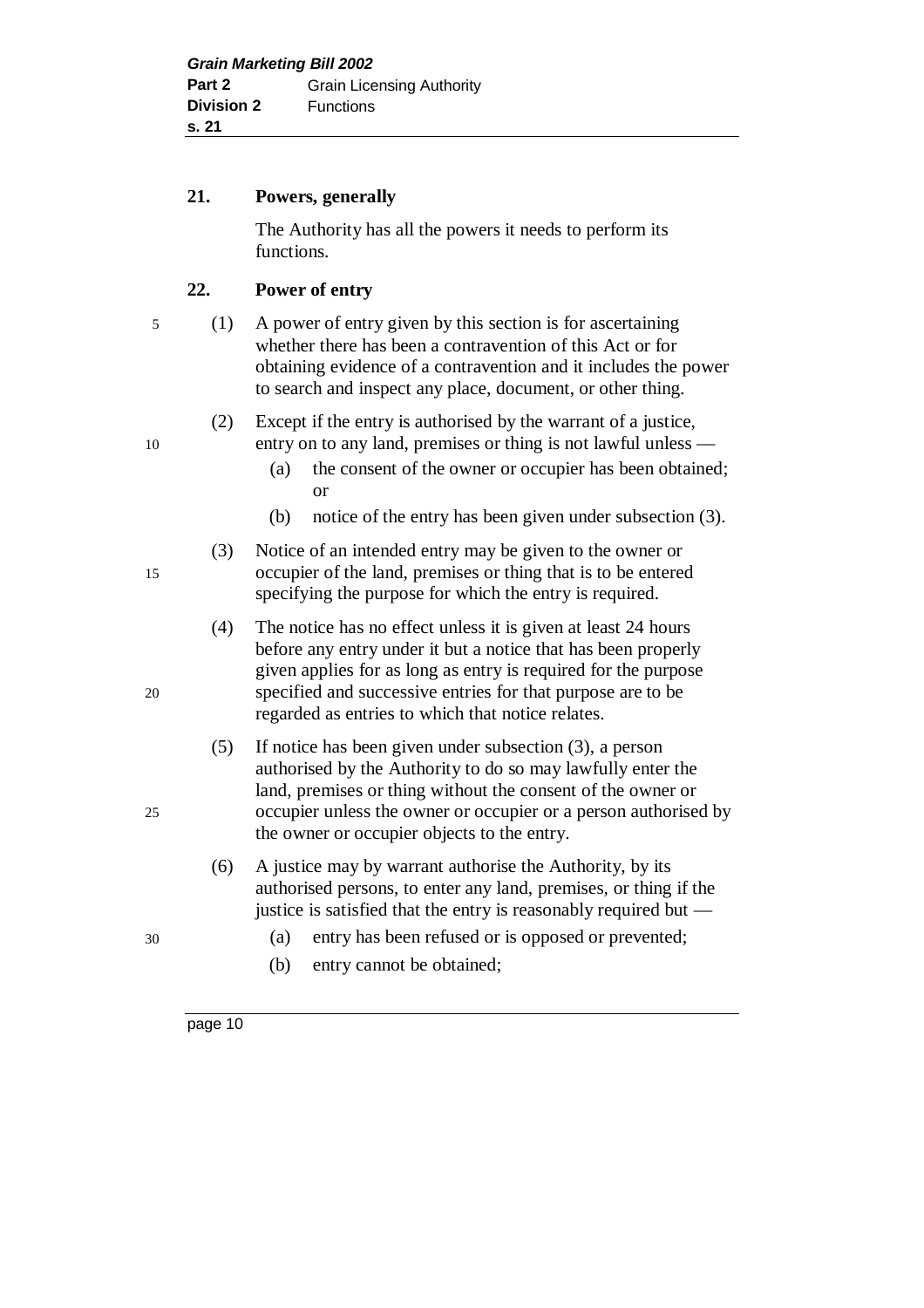### 21. Powers, generally

The Authority has all the powers it needs to perform its functions.

### 22. Power of entry

(1) A power of entry given by this section is for ascertaining whether there has been a contravention of this Act or for obtaining evidence of a contravention and it includes the power to search and inspect any place, document, or other thing.

(2) Except if the entry is authorised by the warrant of a justice, entry on to any land, premises or thing is not lawful unless —

- (a) the consent of the owner or occupier has been obtained; or
- (b) notice of the entry has been given under subsection (3).

(3) Notice of an intended entry may be given to the owner or occupier of the land, premises or thing that is to be entered specifying the purpose for which the entry is required.

(4) The notice has no effect unless it is given at least 24 hours before any entry under it but a notice that has been properly given applies for as long as entry is required for the purpose specified and successive entries for that purpose are to be regarded as entries to which that notice relates.

(5) If notice has been given under subsection (3), a person authorised by the Authority to do so may lawfully enter the land, premises or thing without the consent of the owner or occupier unless the owner or occupier or a person authorised by the owner or occupier objects to the entry.

(6) A justice may by warrant authorise the Authority, by its authorised persons, to enter any land, premises, or thing if the justice is satisfied that the entry is reasonably required but —

- (a) entry has been refused or is opposed or prevented;
- (b) entry cannot be obtained;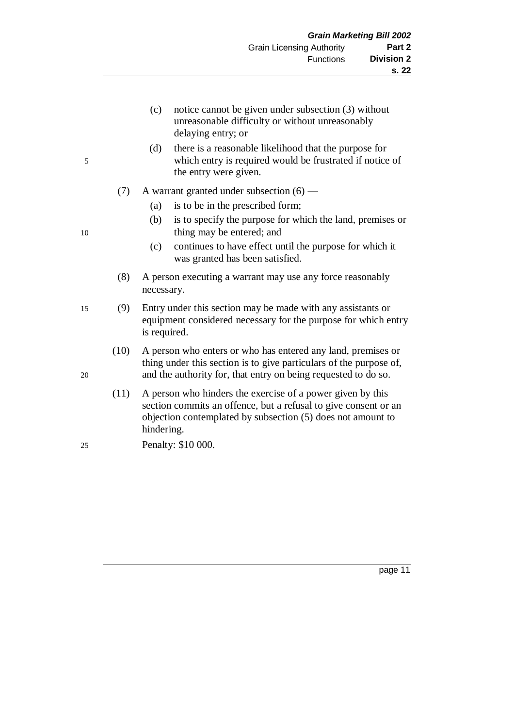(c) notice cannot be given under subsection (3) without unreasonable difficulty or without unreasonably delaying entry; or

(d) there is a reasonable likelihood that the purpose for which entry is required would be frustrated if notice of the entry were given.

(7) A warrant granted under subsection (6) —

(a) is to be in the prescribed form;

(b) is to specify the purpose for which the land, premises or thing may be entered; and

(c) continues to have effect until the purpose for which it was granted has been satisfied.

(8) A person executing a warrant may use any force reasonably necessary.

(9) Entry under this section may be made with any assistants or equipment considered necessary for the purpose for which entry is required.

(10) A person who enters or who has entered any land, premises or thing under this section is to give particulars of the purpose of, and the authority for, that entry on being requested to do so.

(11) A person who hinders the exercise of a power given by this section commits an offence, but a refusal to give consent or an objection contemplated by subsection (5) does not amount to hindering.

Penalty: $10 000.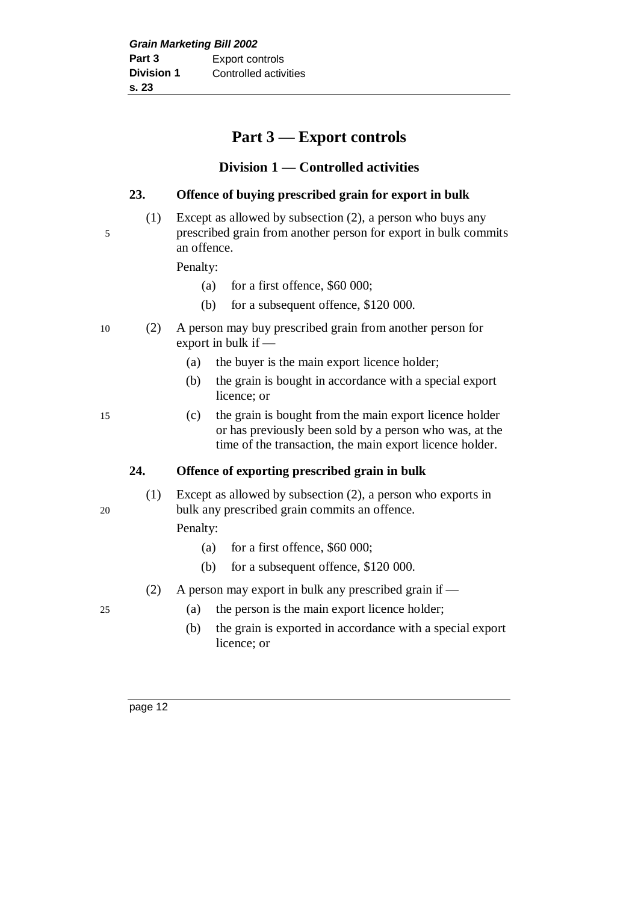# Part 3 — Export controls

## Division 1 — Controlled activities

### 23. Offence of buying prescribed grain for export in bulk

(1) Except as allowed by subsection (2), a person who buys any prescribed grain from another person for export in bulk commits an offence.

Penalty:

(a) for a first offence, $60 000;

(b) for a subsequent offence, $120 000.

(2) A person may buy prescribed grain from another person for export in bulk if —

(a) the buyer is the main export licence holder;

(b) the grain is bought in accordance with a special export licence; or

(c) the grain is bought from the main export licence holder or has previously been sold by a person who was, at the time of the transaction, the main export licence holder.

### 24. Offence of exporting prescribed grain in bulk

(1) Except as allowed by subsection (2), a person who exports in bulk any prescribed grain commits an offence.

Penalty:

(a) for a first offence, $60 000;

(b) for a subsequent offence, $120 000.

(2) A person may export in bulk any prescribed grain if —

(a) the person is the main export licence holder;

(b) the grain is exported in accordance with a special export licence; or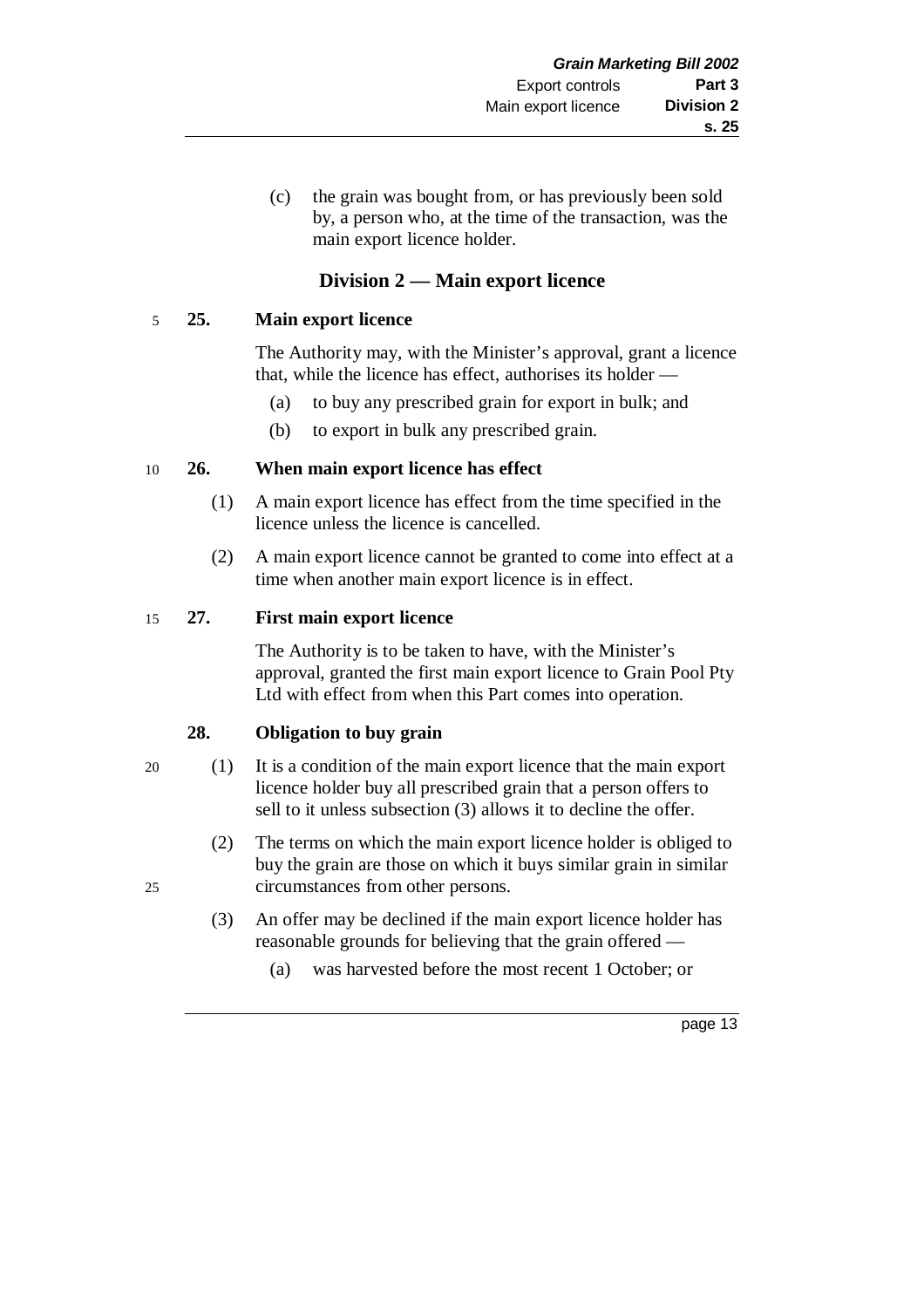(c) the grain was bought from, or has previously been sold by, a person who, at the time of the transaction, was the main export licence holder.

## Division 2 — Main export licence

### 25. Main export licence

The Authority may, with the Minister's approval, grant a licence that, while the licence has effect, authorises its holder —

(a) to buy any prescribed grain for export in bulk; and

(b) to export in bulk any prescribed grain.

### 26. When main export licence has effect

(1) A main export licence has effect from the time specified in the licence unless the licence is cancelled.

(2) A main export licence cannot be granted to come into effect at a time when another main export licence is in effect.

### 27. First main export licence

The Authority is to be taken to have, with the Minister's approval, granted the first main export licence to Grain Pool Pty Ltd with effect from when this Part comes into operation.

### 28. Obligation to buy grain

(1) It is a condition of the main export licence that the main export licence holder buy all prescribed grain that a person offers to sell to it unless subsection (3) allows it to decline the offer.

(2) The terms on which the main export licence holder is obliged to buy the grain are those on which it buys similar grain in similar circumstances from other persons.

(3) An offer may be declined if the main export licence holder has reasonable grounds for believing that the grain offered —

(a) was harvested before the most recent 1 October; or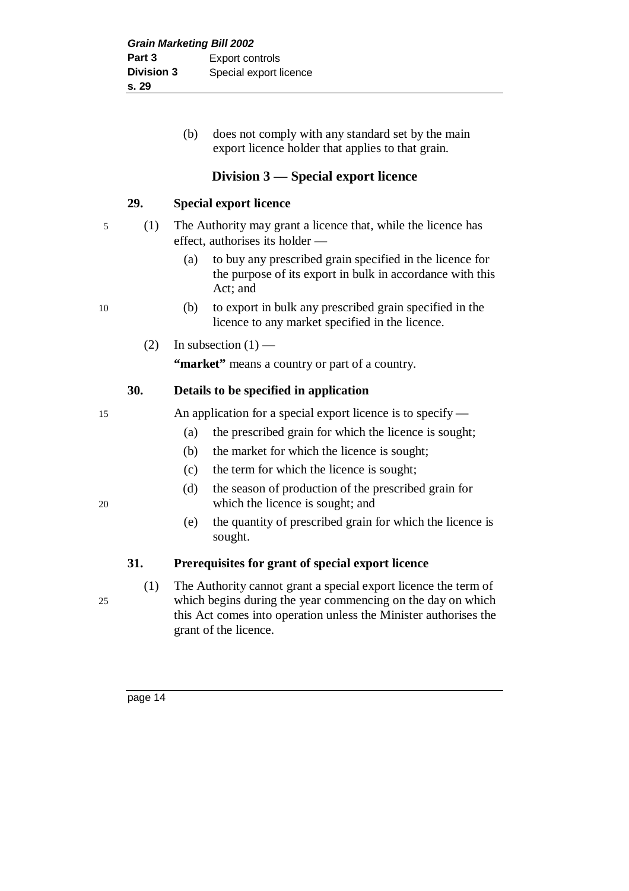(b) does not comply with any standard set by the main export licence holder that applies to that grain.

## Division 3 — Special export licence

### 29. Special export licence

(1) The Authority may grant a licence that, while the licence has effect, authorises its holder —

(a) to buy any prescribed grain specified in the licence for the purpose of its export in bulk in accordance with this Act; and

(b) to export in bulk any prescribed grain specified in the licence to any market specified in the licence.

(2) In subsection (1) —

**"market"** means a country or part of a country.

### 30. Details to be specified in application

An application for a special export licence is to specify —

(a) the prescribed grain for which the licence is sought;

(b) the market for which the licence is sought;

(c) the term for which the licence is sought;

(d) the season of production of the prescribed grain for which the licence is sought; and

(e) the quantity of prescribed grain for which the licence is sought.

### 31. Prerequisites for grant of special export licence

(1) The Authority cannot grant a special export licence the term of which begins during the year commencing on the day on which this Act comes into operation unless the Minister authorises the grant of the licence.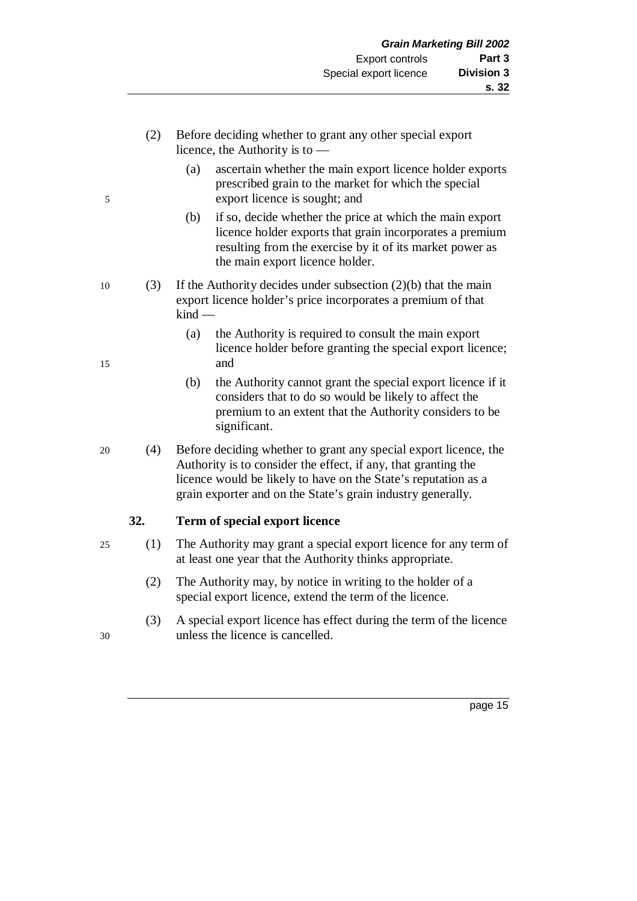(2) Before deciding whether to grant any other special export licence, the Authority is to —

(a) ascertain whether the main export licence holder exports prescribed grain to the market for which the special export licence is sought; and

(b) if so, decide whether the price at which the main export licence holder exports that grain incorporates a premium resulting from the exercise by it of its market power as the main export licence holder.

(3) If the Authority decides under subsection (2)(b) that the main export licence holder's price incorporates a premium of that kind —

(a) the Authority is required to consult the main export licence holder before granting the special export licence; and

(b) the Authority cannot grant the special export licence if it considers that to do so would be likely to affect the premium to an extent that the Authority considers to be significant.

(4) Before deciding whether to grant any special export licence, the Authority is to consider the effect, if any, that granting the licence would be likely to have on the State's reputation as a grain exporter and on the State's grain industry generally.

### 32. Term of special export licence

(1) The Authority may grant a special export licence for any term of at least one year that the Authority thinks appropriate.

(2) The Authority may, by notice in writing to the holder of a special export licence, extend the term of the licence.

(3) A special export licence has effect during the term of the licence unless the licence is cancelled.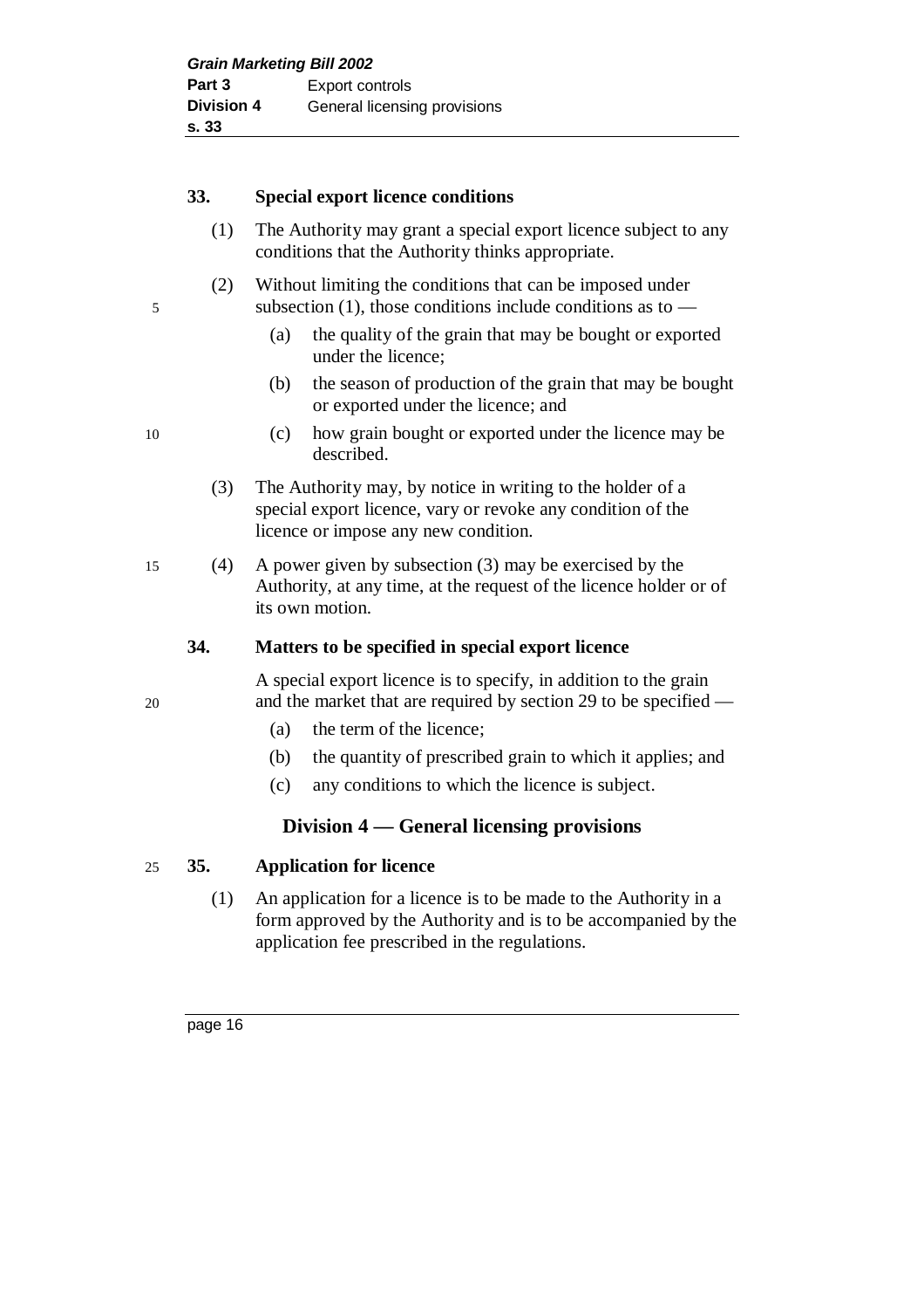### 33. Special export licence conditions

(1) The Authority may grant a special export licence subject to any conditions that the Authority thinks appropriate.

(2) Without limiting the conditions that can be imposed under subsection (1), those conditions include conditions as to —

- (a) the quality of the grain that may be bought or exported under the licence;
- (b) the season of production of the grain that may be bought or exported under the licence; and
- (c) how grain bought or exported under the licence may be described.

(3) The Authority may, by notice in writing to the holder of a special export licence, vary or revoke any condition of the licence or impose any new condition.

(4) A power given by subsection (3) may be exercised by the Authority, at any time, at the request of the licence holder or of its own motion.

### 34. Matters to be specified in special export licence

A special export licence is to specify, in addition to the grain and the market that are required by section 29 to be specified —

- (a) the term of the licence;
- (b) the quantity of prescribed grain to which it applies; and
- (c) any conditions to which the licence is subject.

## Division 4 — General licensing provisions

### 35. Application for licence

(1) An application for a licence is to be made to the Authority in a form approved by the Authority and is to be accompanied by the application fee prescribed in the regulations.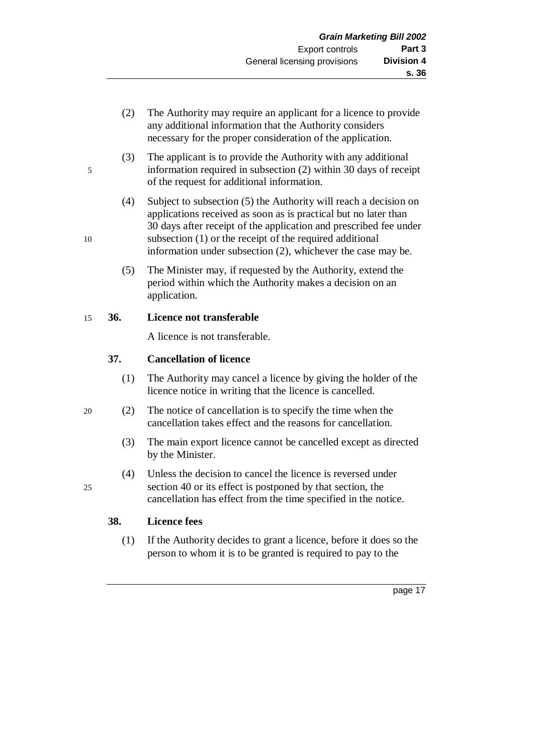(2) The Authority may require an applicant for a licence to provide any additional information that the Authority considers necessary for the proper consideration of the application.

(3) The applicant is to provide the Authority with any additional information required in subsection (2) within 30 days of receipt of the request for additional information.

(4) Subject to subsection (5) the Authority will reach a decision on applications received as soon as is practical but no later than 30 days after receipt of the application and prescribed fee under subsection (1) or the receipt of the required additional information under subsection (2), whichever the case may be.

(5) The Minister may, if requested by the Authority, extend the period within which the Authority makes a decision on an application.

**36. Licence not transferable**

A licence is not transferable.

**37. Cancellation of licence**

(1) The Authority may cancel a licence by giving the holder of the licence notice in writing that the licence is cancelled.

(2) The notice of cancellation is to specify the time when the cancellation takes effect and the reasons for cancellation.

(3) The main export licence cannot be cancelled except as directed by the Minister.

(4) Unless the decision to cancel the licence is reversed under section 40 or its effect is postponed by that section, the cancellation has effect from the time specified in the notice.

**38. Licence fees**

(1) If the Authority decides to grant a licence, before it does so the person to whom it is to be granted is required to pay to the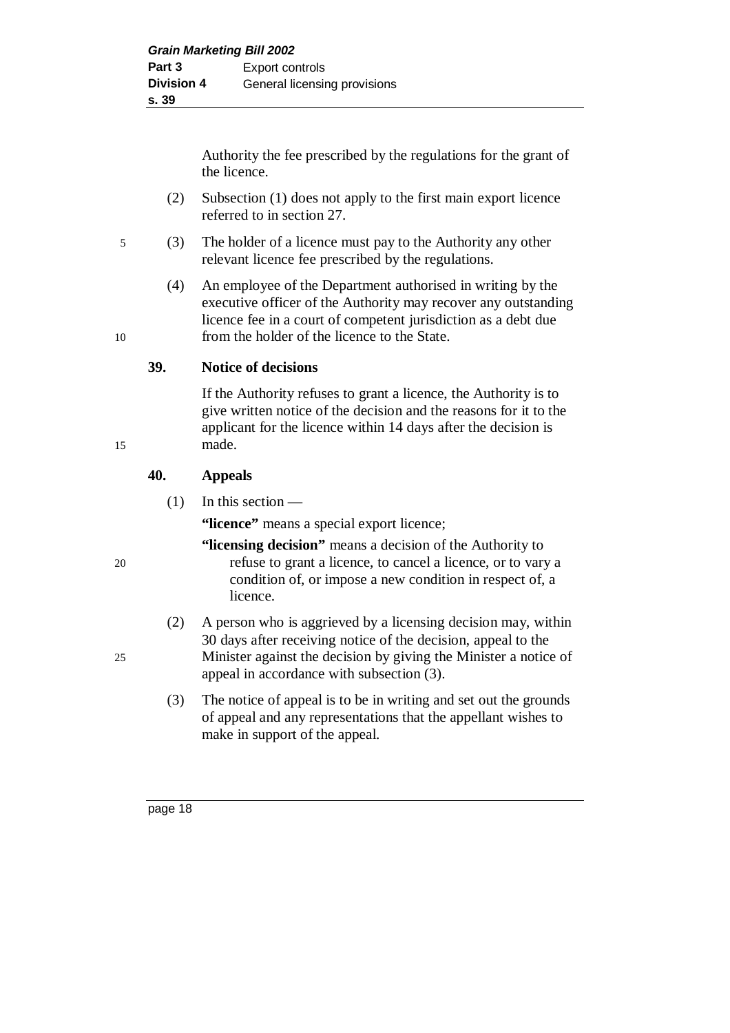Authority the fee prescribed by the regulations for the grant of the licence.

(2) Subsection (1) does not apply to the first main export licence referred to in section 27.

(3) The holder of a licence must pay to the Authority any other relevant licence fee prescribed by the regulations.

(4) An employee of the Department authorised in writing by the executive officer of the Authority may recover any outstanding licence fee in a court of competent jurisdiction as a debt due from the holder of the licence to the State.

### 39. Notice of decisions

If the Authority refuses to grant a licence, the Authority is to give written notice of the decision and the reasons for it to the applicant for the licence within 14 days after the decision is made.

### 40. Appeals

(1) In this section —

**"licence"** means a special export licence;

**"licensing decision"** means a decision of the Authority to refuse to grant a licence, to cancel a licence, or to vary a condition of, or impose a new condition in respect of, a licence.

(2) A person who is aggrieved by a licensing decision may, within 30 days after receiving notice of the decision, appeal to the Minister against the decision by giving the Minister a notice of appeal in accordance with subsection (3).

(3) The notice of appeal is to be in writing and set out the grounds of appeal and any representations that the appellant wishes to make in support of the appeal.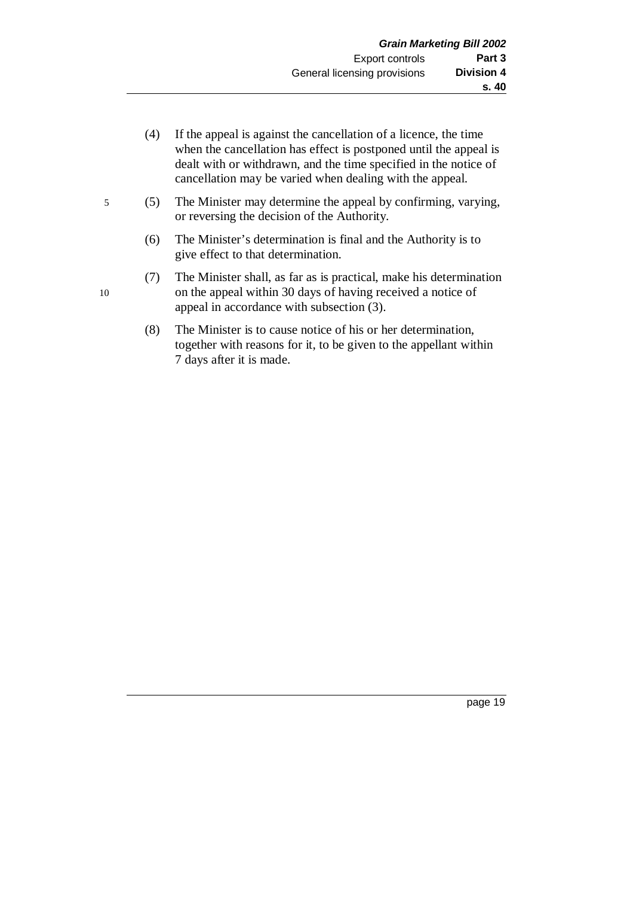(4) If the appeal is against the cancellation of a licence, the time when the cancellation has effect is postponed until the appeal is dealt with or withdrawn, and the time specified in the notice of cancellation may be varied when dealing with the appeal.

(5) The Minister may determine the appeal by confirming, varying, or reversing the decision of the Authority.

(6) The Minister's determination is final and the Authority is to give effect to that determination.

(7) The Minister shall, as far as is practical, make his determination on the appeal within 30 days of having received a notice of appeal in accordance with subsection (3).

(8) The Minister is to cause notice of his or her determination, together with reasons for it, to be given to the appellant within 7 days after it is made.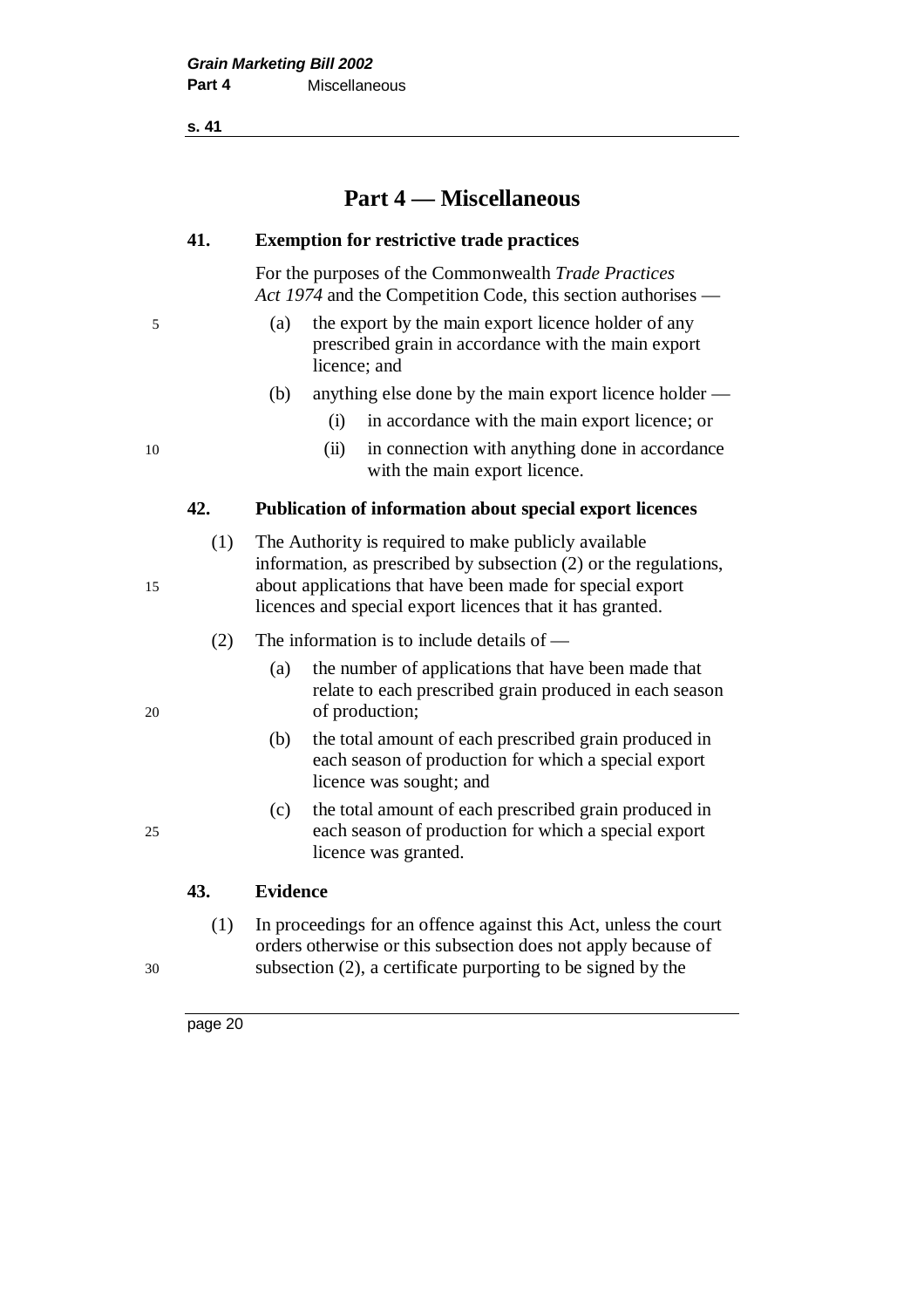# Part 4 — Miscellaneous

### 41. Exemption for restrictive trade practices

For the purposes of the Commonwealth *Trade Practices Act 1974* and the Competition Code, this section authorises —

(a) the export by the main export licence holder of any prescribed grain in accordance with the main export licence; and

(b) anything else done by the main export licence holder —

  (i) in accordance with the main export licence; or

  (ii) in connection with anything done in accordance with the main export licence.

### 42. Publication of information about special export licences

(1) The Authority is required to make publicly available information, as prescribed by subsection (2) or the regulations, about applications that have been made for special export licences and special export licences that it has granted.

(2) The information is to include details of —

(a) the number of applications that have been made that relate to each prescribed grain produced in each season of production;

(b) the total amount of each prescribed grain produced in each season of production for which a special export licence was sought; and

(c) the total amount of each prescribed grain produced in each season of production for which a special export licence was granted.

### 43. Evidence

(1) In proceedings for an offence against this Act, unless the court orders otherwise or this subsection does not apply because of subsection (2), a certificate purporting to be signed by the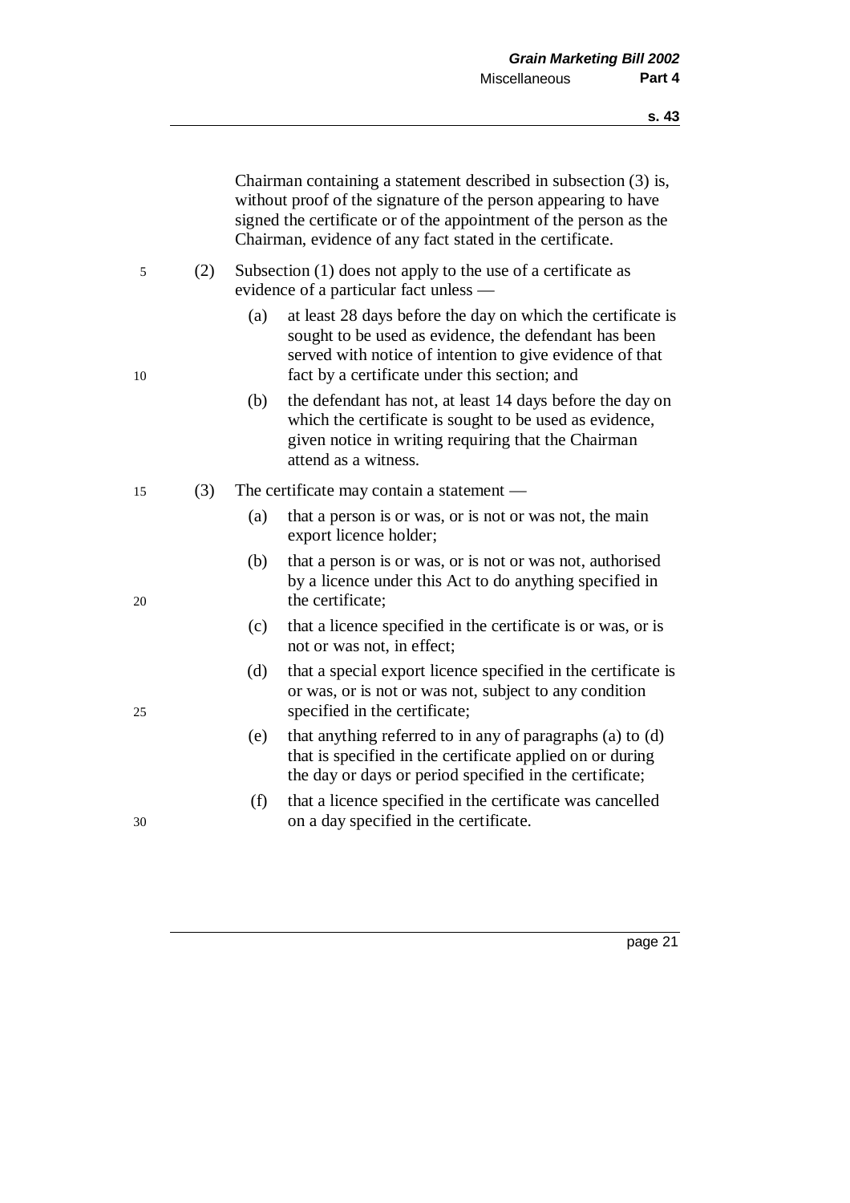Chairman containing a statement described in subsection (3) is, without proof of the signature of the person appearing to have signed the certificate or of the appointment of the person as the Chairman, evidence of any fact stated in the certificate.

(2) Subsection (1) does not apply to the use of a certificate as evidence of a particular fact unless —

(a) at least 28 days before the day on which the certificate is sought to be used as evidence, the defendant has been served with notice of intention to give evidence of that fact by a certificate under this section; and

(b) the defendant has not, at least 14 days before the day on which the certificate is sought to be used as evidence, given notice in writing requiring that the Chairman attend as a witness.

(3) The certificate may contain a statement —

(a) that a person is or was, or is not or was not, the main export licence holder;

(b) that a person is or was, or is not or was not, authorised by a licence under this Act to do anything specified in the certificate;

(c) that a licence specified in the certificate is or was, or is not or was not, in effect;

(d) that a special export licence specified in the certificate is or was, or is not or was not, subject to any condition specified in the certificate;

(e) that anything referred to in any of paragraphs (a) to (d) that is specified in the certificate applied on or during the day or days or period specified in the certificate;

(f) that a licence specified in the certificate was cancelled on a day specified in the certificate.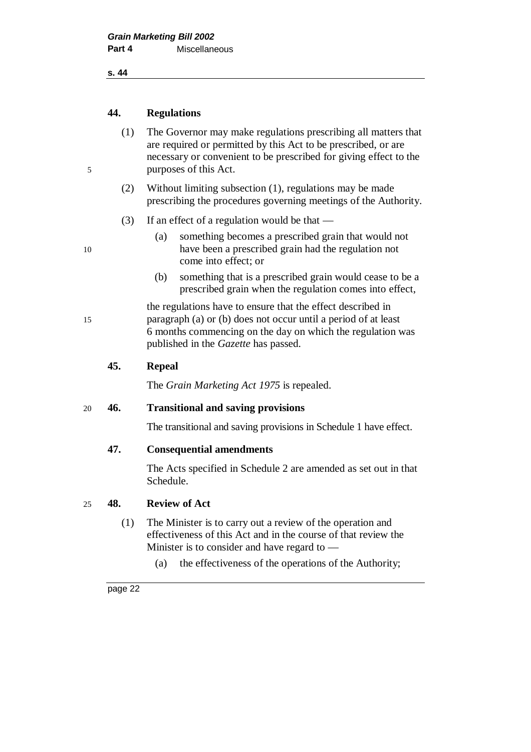## 44. Regulations

(1) The Governor may make regulations prescribing all matters that are required or permitted by this Act to be prescribed, or are necessary or convenient to be prescribed for giving effect to the purposes of this Act.

(2) Without limiting subsection (1), regulations may be made prescribing the procedures governing meetings of the Authority.

(3) If an effect of a regulation would be that —

- (a) something becomes a prescribed grain that would not have been a prescribed grain had the regulation not come into effect; or
- (b) something that is a prescribed grain would cease to be a prescribed grain when the regulation comes into effect,

the regulations have to ensure that the effect described in paragraph (a) or (b) does not occur until a period of at least 6 months commencing on the day on which the regulation was published in the *Gazette* has passed.

## 45. Repeal

The *Grain Marketing Act 1975* is repealed.

## 46. Transitional and saving provisions

The transitional and saving provisions in Schedule 1 have effect.

## 47. Consequential amendments

The Acts specified in Schedule 2 are amended as set out in that Schedule.

## 48. Review of Act

(1) The Minister is to carry out a review of the operation and effectiveness of this Act and in the course of that review the Minister is to consider and have regard to —

- (a) the effectiveness of the operations of the Authority;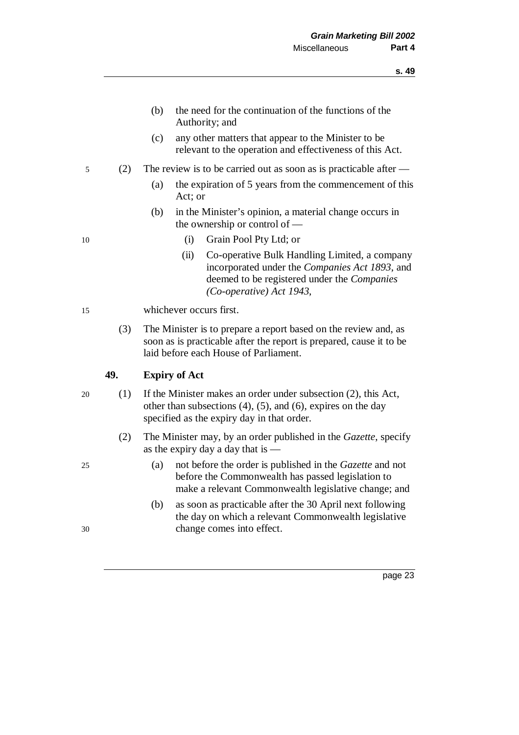(b) the need for the continuation of the functions of the Authority; and

(c) any other matters that appear to the Minister to be relevant to the operation and effectiveness of this Act.

(2) The review is to be carried out as soon as is practicable after —

(a) the expiration of 5 years from the commencement of this Act; or

(b) in the Minister's opinion, a material change occurs in the ownership or control of —

(i) Grain Pool Pty Ltd; or

(ii) Co-operative Bulk Handling Limited, a company incorporated under the *Companies Act 1893*, and deemed to be registered under the *Companies (Co-operative) Act 1943*,

whichever occurs first.

(3) The Minister is to prepare a report based on the review and, as soon as is practicable after the report is prepared, cause it to be laid before each House of Parliament.

**49. Expiry of Act**

(1) If the Minister makes an order under subsection (2), this Act, other than subsections (4), (5), and (6), expires on the day specified as the expiry day in that order.

(2) The Minister may, by an order published in the *Gazette*, specify as the expiry day a day that is —

(a) not before the order is published in the *Gazette* and not before the Commonwealth has passed legislation to make a relevant Commonwealth legislative change; and

(b) as soon as practicable after the 30 April next following the day on which a relevant Commonwealth legislative change comes into effect.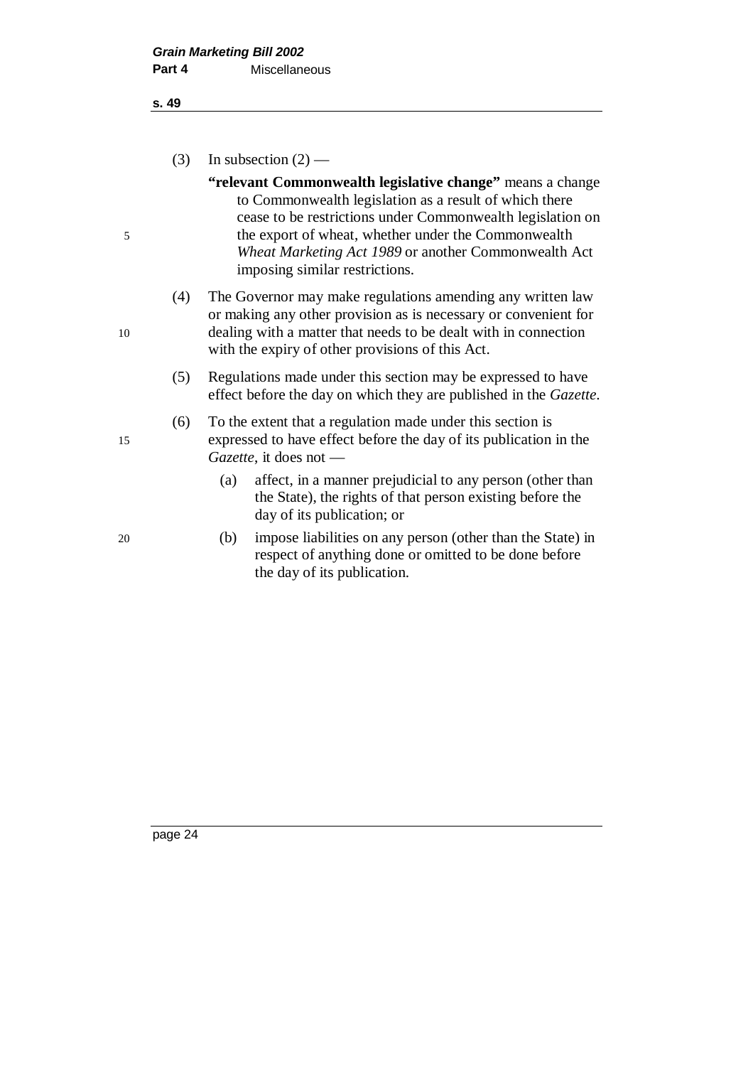(3) In subsection (2) —

**"relevant Commonwealth legislative change"** means a change to Commonwealth legislation as a result of which there cease to be restrictions under Commonwealth legislation on the export of wheat, whether under the Commonwealth *Wheat Marketing Act 1989* or another Commonwealth Act imposing similar restrictions.

(4) The Governor may make regulations amending any written law or making any other provision as is necessary or convenient for dealing with a matter that needs to be dealt with in connection with the expiry of other provisions of this Act.

(5) Regulations made under this section may be expressed to have effect before the day on which they are published in the *Gazette*.

(6) To the extent that a regulation made under this section is expressed to have effect before the day of its publication in the *Gazette*, it does not —

(a) affect, in a manner prejudicial to any person (other than the State), the rights of that person existing before the day of its publication; or

(b) impose liabilities on any person (other than the State) in respect of anything done or omitted to be done before the day of its publication.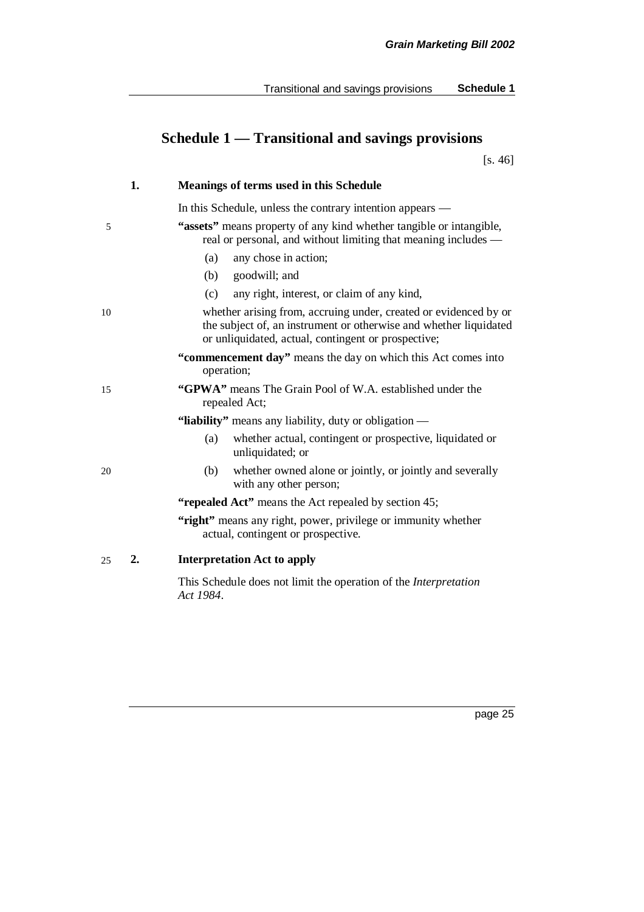# Schedule 1 — Transitional and savings provisions

[s. 46]

## 1. Meanings of terms used in this Schedule

In this Schedule, unless the contrary intention appears —

**"assets"** means property of any kind whether tangible or intangible, real or personal, and without limiting that meaning includes —

- (a) any chose in action;
- (b) goodwill; and
- (c) any right, interest, or claim of any kind,

whether arising from, accruing under, created or evidenced by or the subject of, an instrument or otherwise and whether liquidated or unliquidated, actual, contingent or prospective;

**"commencement day"** means the day on which this Act comes into operation;

**"GPWA"** means The Grain Pool of W.A. established under the repealed Act;

**"liability"** means any liability, duty or obligation —

- (a) whether actual, contingent or prospective, liquidated or unliquidated; or
- (b) whether owned alone or jointly, or jointly and severally with any other person;

**"repealed Act"** means the Act repealed by section 45;

**"right"** means any right, power, privilege or immunity whether actual, contingent or prospective.

## 2. Interpretation Act to apply

This Schedule does not limit the operation of the *Interpretation Act 1984*.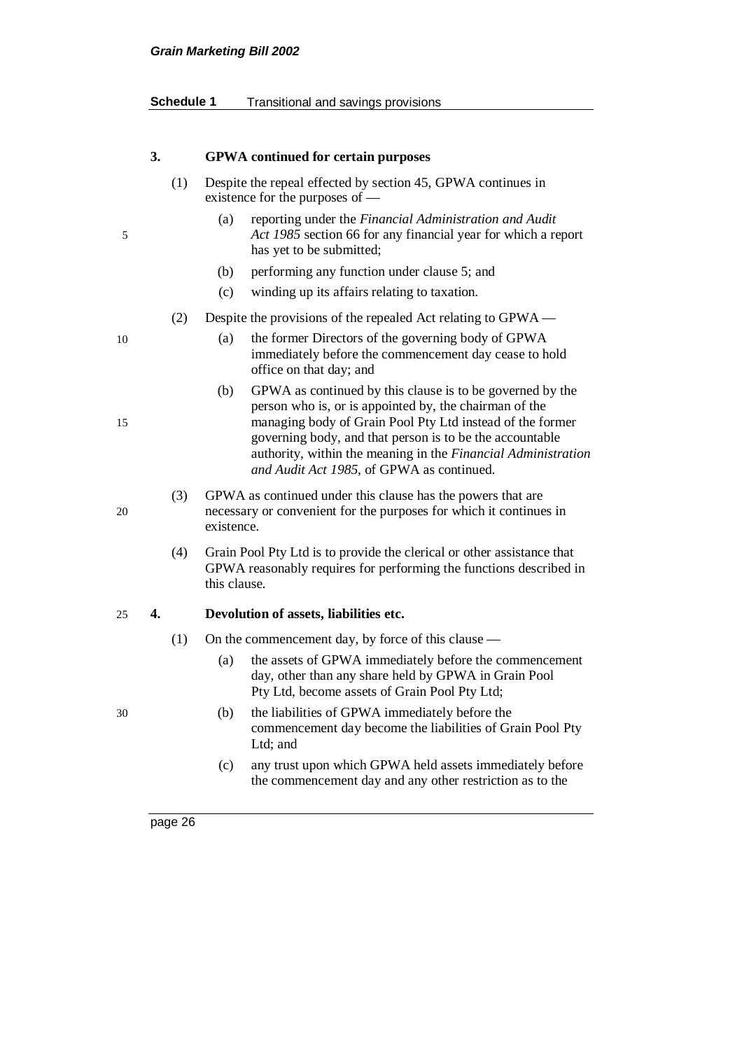### 3. GPWA continued for certain purposes

(1) Despite the repeal effected by section 45, GPWA continues in existence for the purposes of —

(a) reporting under the *Financial Administration and Audit Act 1985* section 66 for any financial year for which a report has yet to be submitted;

(b) performing any function under clause 5; and

(c) winding up its affairs relating to taxation.

(2) Despite the provisions of the repealed Act relating to GPWA —

(a) the former Directors of the governing body of GPWA immediately before the commencement day cease to hold office on that day; and

(b) GPWA as continued by this clause is to be governed by the person who is, or is appointed by, the chairman of the managing body of Grain Pool Pty Ltd instead of the former governing body, and that person is to be the accountable authority, within the meaning in the *Financial Administration and Audit Act 1985*, of GPWA as continued.

(3) GPWA as continued under this clause has the powers that are necessary or convenient for the purposes for which it continues in existence.

(4) Grain Pool Pty Ltd is to provide the clerical or other assistance that GPWA reasonably requires for performing the functions described in this clause.

### 4. Devolution of assets, liabilities etc.

(1) On the commencement day, by force of this clause —

(a) the assets of GPWA immediately before the commencement day, other than any share held by GPWA in Grain Pool Pty Ltd, become assets of Grain Pool Pty Ltd;

(b) the liabilities of GPWA immediately before the commencement day become the liabilities of Grain Pool Pty Ltd; and

(c) any trust upon which GPWA held assets immediately before the commencement day and any other restriction as to the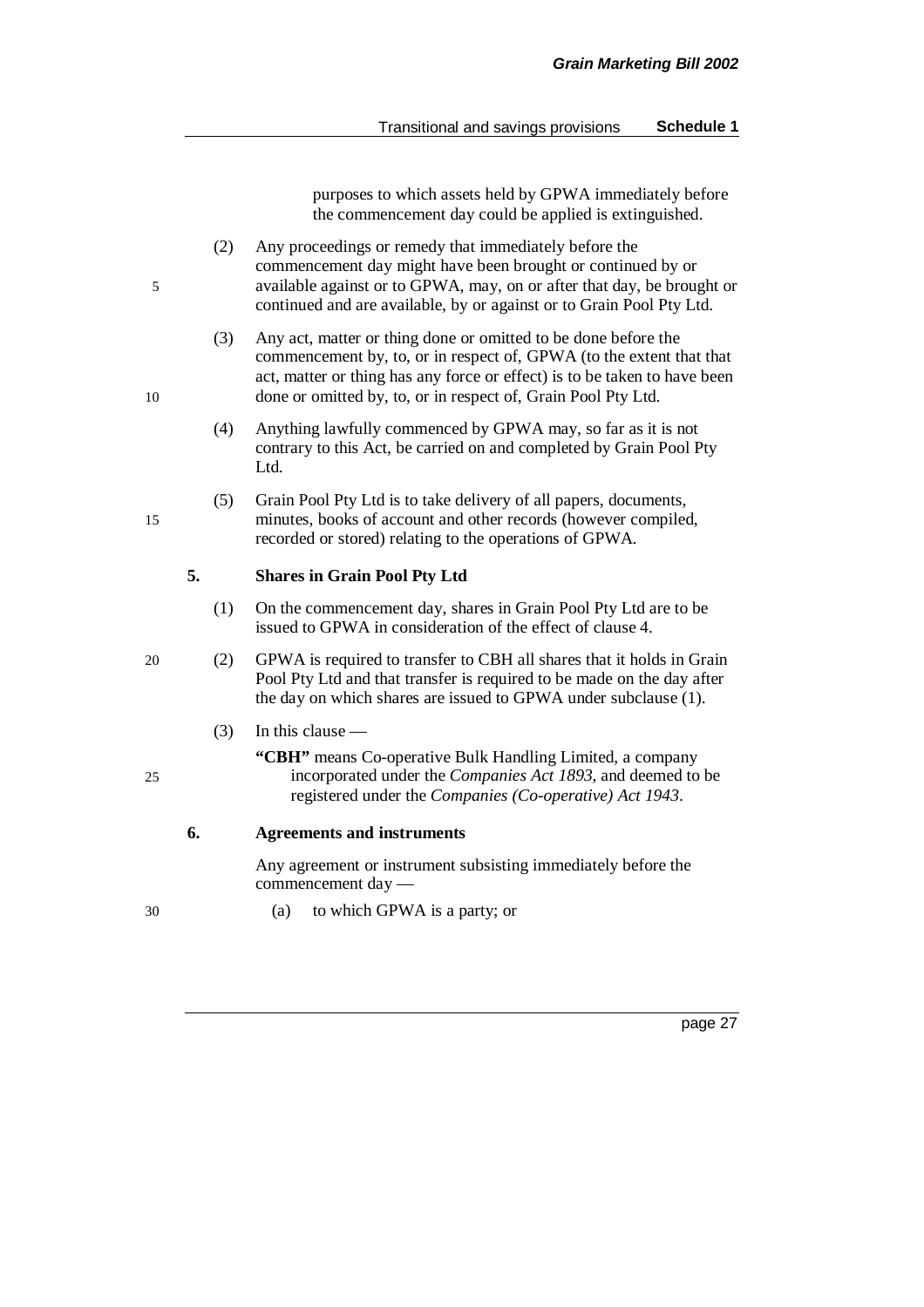purposes to which assets held by GPWA immediately before the commencement day could be applied is extinguished.

(2) Any proceedings or remedy that immediately before the commencement day might have been brought or continued by or available against or to GPWA, may, on or after that day, be brought or continued and are available, by or against or to Grain Pool Pty Ltd.

(3) Any act, matter or thing done or omitted to be done before the commencement by, to, or in respect of, GPWA (to the extent that that act, matter or thing has any force or effect) is to be taken to have been done or omitted by, to, or in respect of, Grain Pool Pty Ltd.

(4) Anything lawfully commenced by GPWA may, so far as it is not contrary to this Act, be carried on and completed by Grain Pool Pty Ltd.

(5) Grain Pool Pty Ltd is to take delivery of all papers, documents, minutes, books of account and other records (however compiled, recorded or stored) relating to the operations of GPWA.

### 5. Shares in Grain Pool Pty Ltd

(1) On the commencement day, shares in Grain Pool Pty Ltd are to be issued to GPWA in consideration of the effect of clause 4.

(2) GPWA is required to transfer to CBH all shares that it holds in Grain Pool Pty Ltd and that transfer is required to be made on the day after the day on which shares are issued to GPWA under subclause (1).

(3) In this clause —

**"CBH"** means Co-operative Bulk Handling Limited, a company incorporated under the *Companies Act 1893*, and deemed to be registered under the *Companies (Co-operative) Act 1943*.

### 6. Agreements and instruments

Any agreement or instrument subsisting immediately before the commencement day —

(a) to which GPWA is a party; or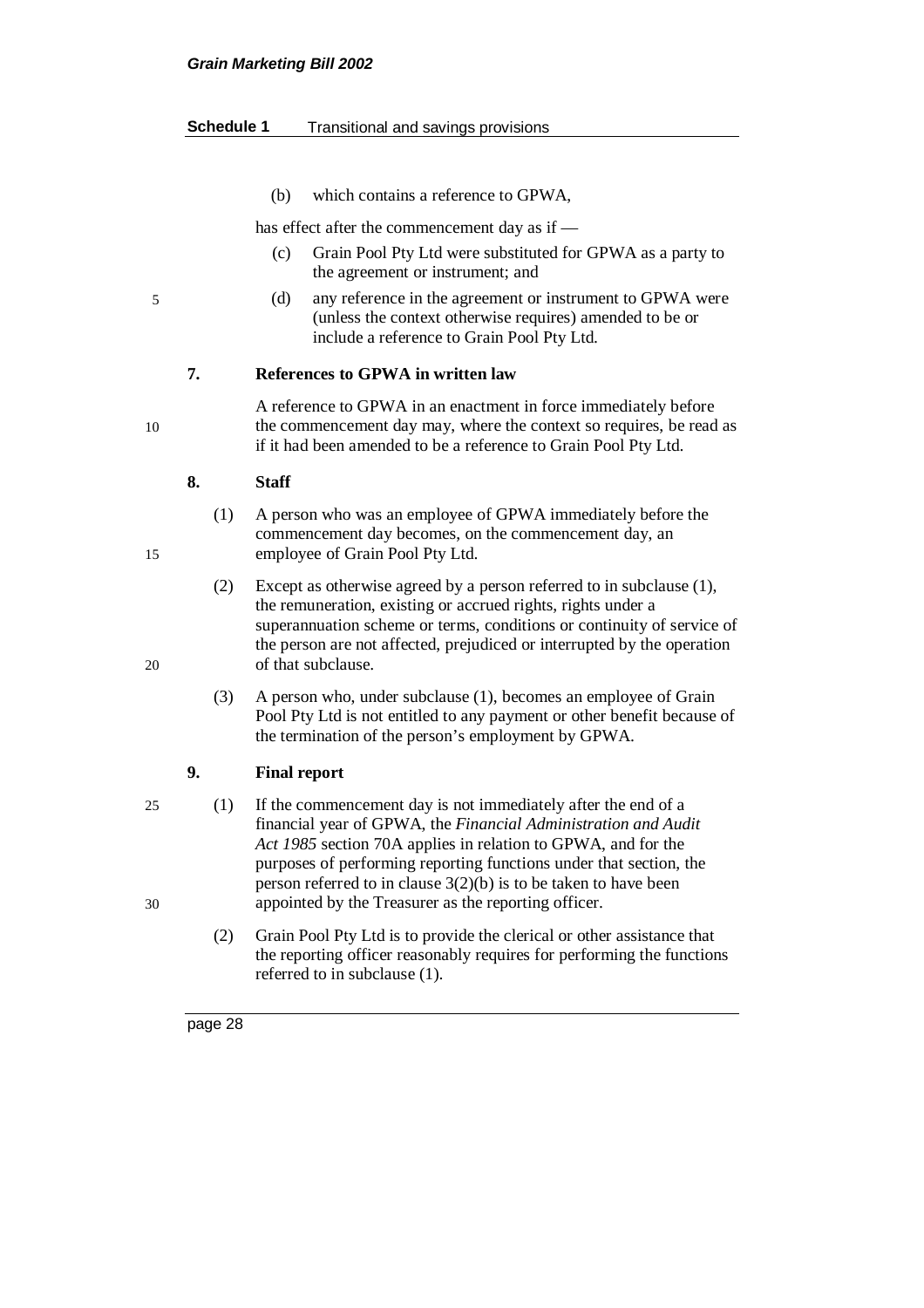(b) which contains a reference to GPWA,

has effect after the commencement day as if —

(c) Grain Pool Pty Ltd were substituted for GPWA as a party to the agreement or instrument; and

(d) any reference in the agreement or instrument to GPWA were (unless the context otherwise requires) amended to be or include a reference to Grain Pool Pty Ltd.

**7. References to GPWA in written law**

A reference to GPWA in an enactment in force immediately before the commencement day may, where the context so requires, be read as if it had been amended to be a reference to Grain Pool Pty Ltd.

**8. Staff**

(1) A person who was an employee of GPWA immediately before the commencement day becomes, on the commencement day, an employee of Grain Pool Pty Ltd.

(2) Except as otherwise agreed by a person referred to in subclause (1), the remuneration, existing or accrued rights, rights under a superannuation scheme or terms, conditions or continuity of service of the person are not affected, prejudiced or interrupted by the operation of that subclause.

(3) A person who, under subclause (1), becomes an employee of Grain Pool Pty Ltd is not entitled to any payment or other benefit because of the termination of the person's employment by GPWA.

**9. Final report**

(1) If the commencement day is not immediately after the end of a financial year of GPWA, the *Financial Administration and Audit Act 1985* section 70A applies in relation to GPWA, and for the purposes of performing reporting functions under that section, the person referred to in clause 3(2)(b) is to be taken to have been appointed by the Treasurer as the reporting officer.

(2) Grain Pool Pty Ltd is to provide the clerical or other assistance that the reporting officer reasonably requires for performing the functions referred to in subclause (1).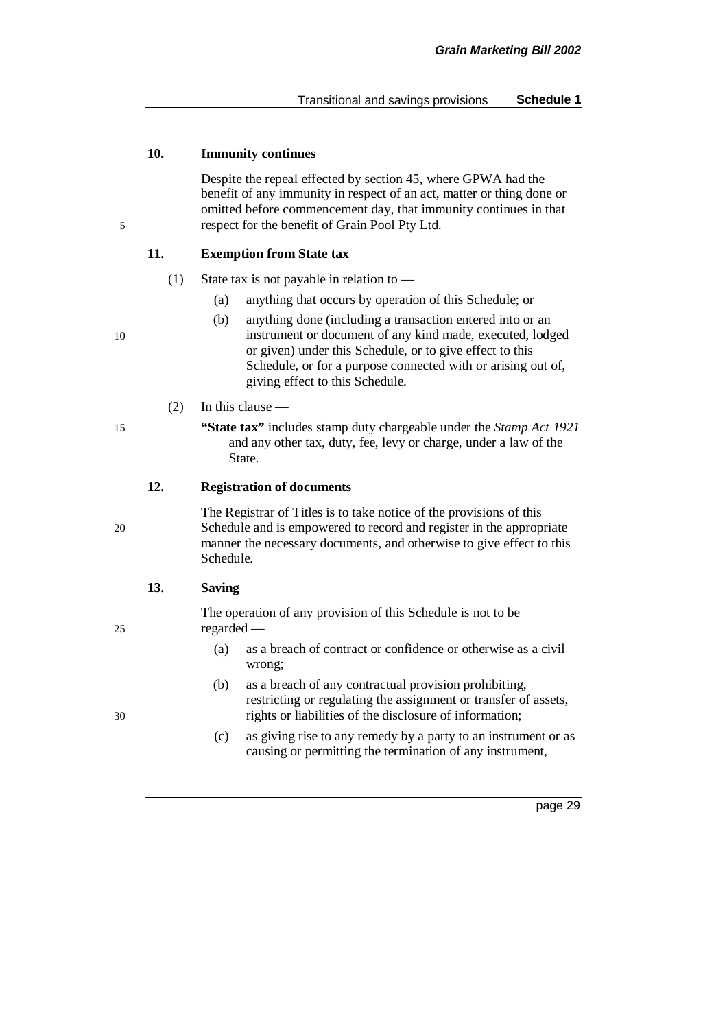**10. Immunity continues**

Despite the repeal effected by section 45, where GPWA had the benefit of any immunity in respect of an act, matter or thing done or omitted before commencement day, that immunity continues in that respect for the benefit of Grain Pool Pty Ltd.

**11. Exemption from State tax**

(1) State tax is not payable in relation to —

(a) anything that occurs by operation of this Schedule; or

(b) anything done (including a transaction entered into or an instrument or document of any kind made, executed, lodged or given) under this Schedule, or to give effect to this Schedule, or for a purpose connected with or arising out of, giving effect to this Schedule.

(2) In this clause —

**"State tax"** includes stamp duty chargeable under the *Stamp Act 1921* and any other tax, duty, fee, levy or charge, under a law of the State.

**12. Registration of documents**

The Registrar of Titles is to take notice of the provisions of this Schedule and is empowered to record and register in the appropriate manner the necessary documents, and otherwise to give effect to this Schedule.

**13. Saving**

The operation of any provision of this Schedule is not to be regarded —

(a) as a breach of contract or confidence or otherwise as a civil wrong;

(b) as a breach of any contractual provision prohibiting, restricting or regulating the assignment or transfer of assets, rights or liabilities of the disclosure of information;

(c) as giving rise to any remedy by a party to an instrument or as causing or permitting the termination of any instrument,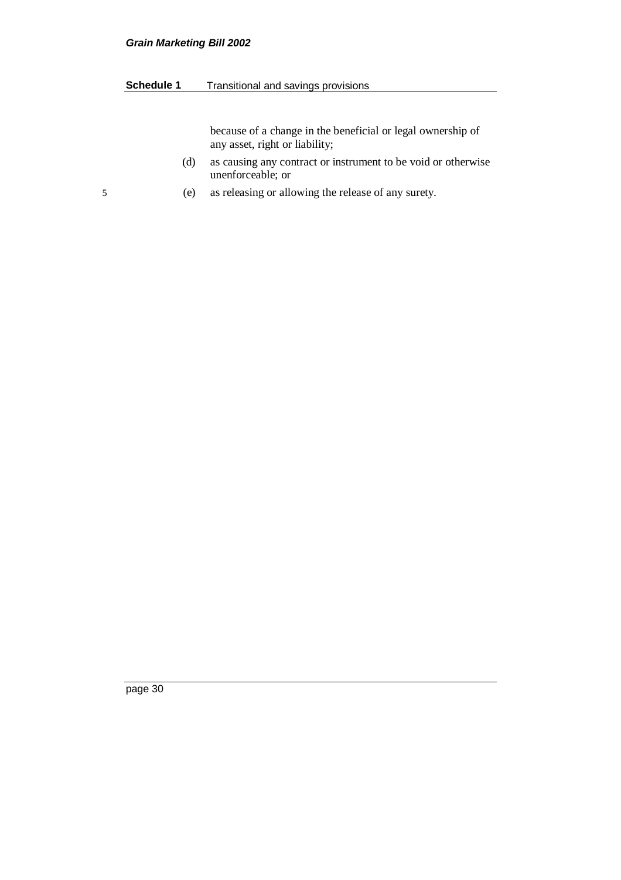because of a change in the beneficial or legal ownership of any asset, right or liability;

(d) as causing any contract or instrument to be void or otherwise unenforceable; or

(e) as releasing or allowing the release of any surety.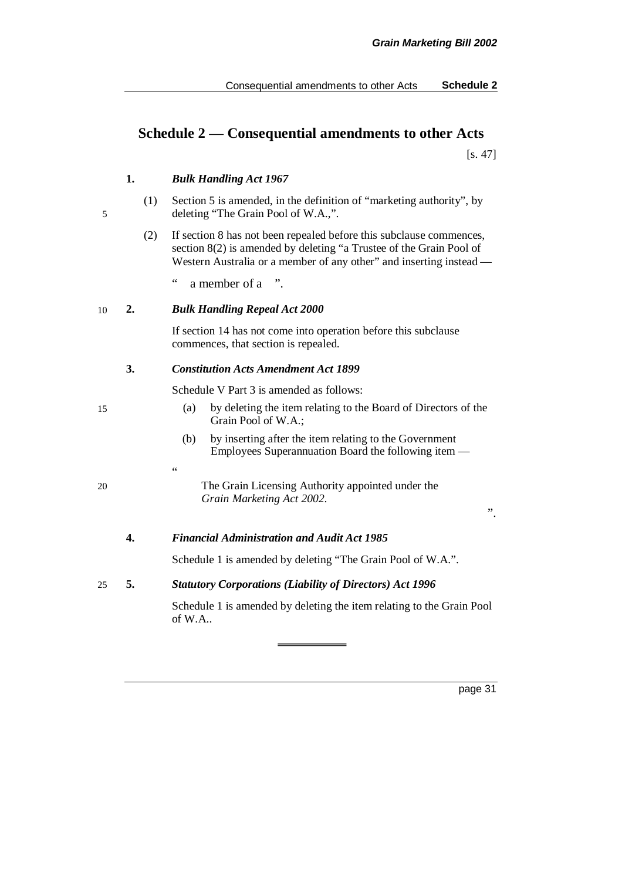# Schedule 2 — Consequential amendments to other Acts

[s. 47]

**1.** ***Bulk Handling Act 1967***

(1) Section 5 is amended, in the definition of "marketing authority", by deleting "The Grain Pool of W.A.,".

(2) If section 8 has not been repealed before this subclause commences, section 8(2) is amended by deleting "a Trustee of the Grain Pool of Western Australia or a member of any other" and inserting instead —

" a member of a ".

**2.** ***Bulk Handling Repeal Act 2000***

If section 14 has not come into operation before this subclause commences, that section is repealed.

**3.** ***Constitution Acts Amendment Act 1899***

Schedule V Part 3 is amended as follows:

(a) by deleting the item relating to the Board of Directors of the Grain Pool of W.A.;

(b) by inserting after the item relating to the Government Employees Superannuation Board the following item —

"

The Grain Licensing Authority appointed under the *Grain Marketing Act 2002*.

".

**4.** ***Financial Administration and Audit Act 1985***

Schedule 1 is amended by deleting "The Grain Pool of W.A.".

**5.** ***Statutory Corporations (Liability of Directors) Act 1996***

Schedule 1 is amended by deleting the item relating to the Grain Pool of W.A..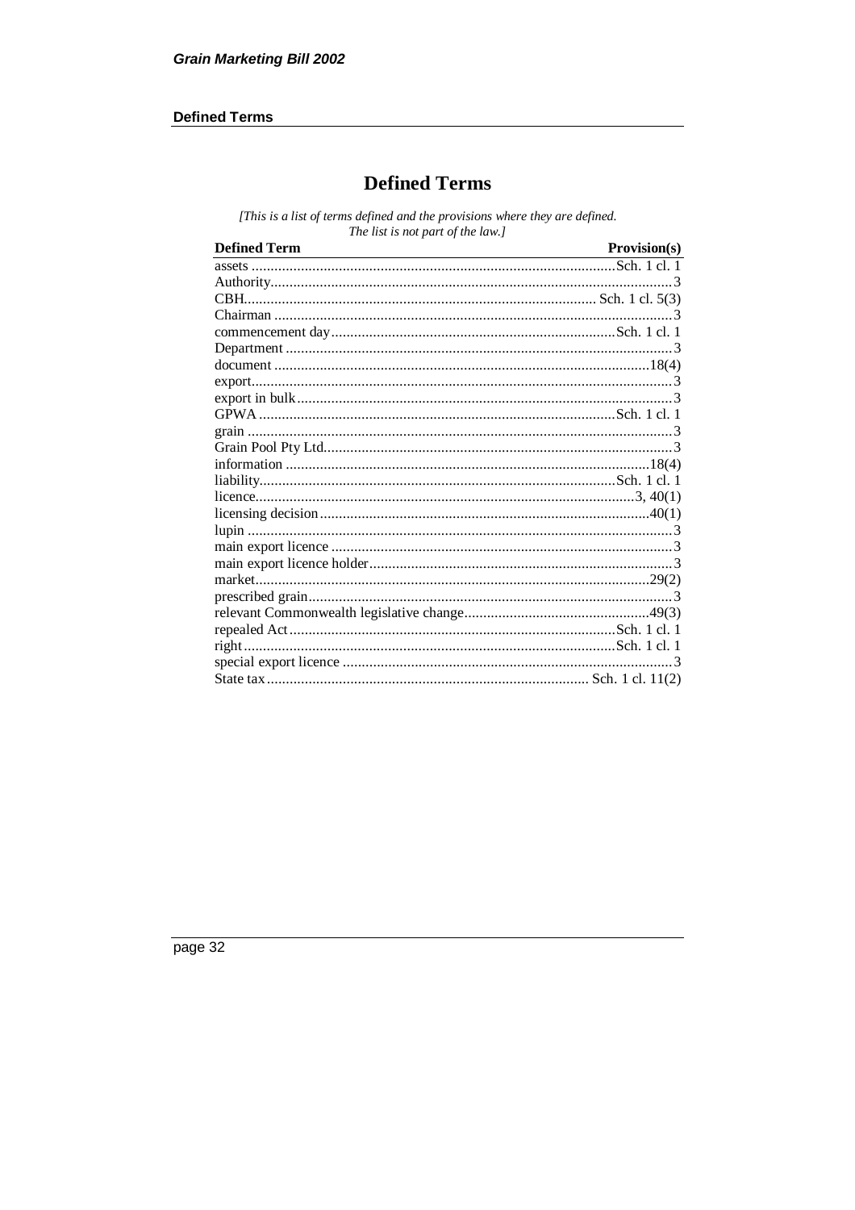# Defined Terms

*[This is a list of terms defined and the provisions where they are defined. The list is not part of the law.]*

| Defined Term | Provision(s) |
|---|---|
| assets | Sch. 1 cl. 1 |
| Authority | 3 |
| CBH | Sch. 1 cl. 5(3) |
| Chairman | 3 |
| commencement day | Sch. 1 cl. 1 |
| Department | 3 |
| document | 18(4) |
| export | 3 |
| export in bulk | 3 |
| GPWA | Sch. 1 cl. 1 |
| grain | 3 |
| Grain Pool Pty Ltd | 3 |
| information | 18(4) |
| liability | Sch. 1 cl. 1 |
| licence | 3, 40(1) |
| licensing decision | 40(1) |
| lupin | 3 |
| main export licence | 3 |
| main export licence holder | 3 |
| market | 29(2) |
| prescribed grain | 3 |
| relevant Commonwealth legislative change | 49(3) |
| repealed Act | Sch. 1 cl. 1 |
| right | Sch. 1 cl. 1 |
| special export licence | 3 |
| State tax | Sch. 1 cl. 11(2) |